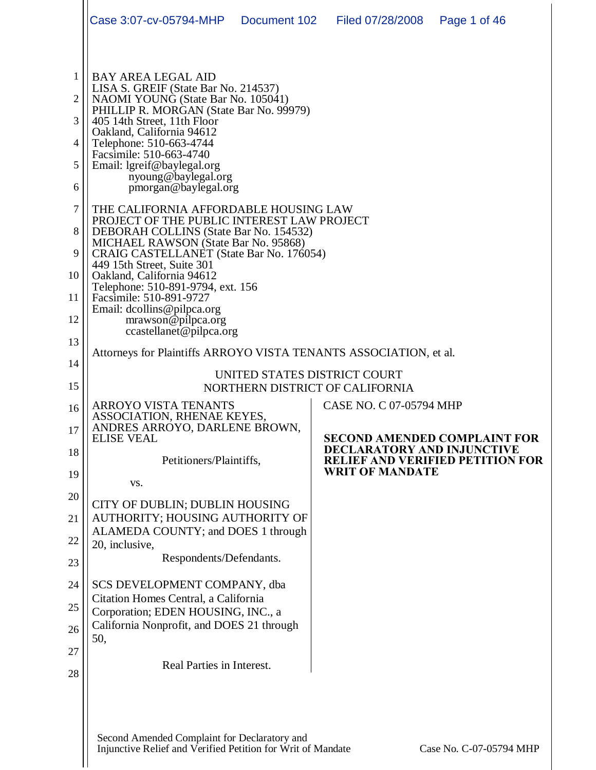BAY AREA LEGAL AID
LISA S. GREIF (State Bar No. 214537)
NAOMI YOUNG (State Bar No. 105041)
PHILLIP R. MORGAN (State Bar No. 99979)
405 14th Street, 11th Floor
Oakland, California 94612
Telephone: 510-663-4744
Facsimile: 510-663-4740
Email: lgreif@baylegal.org
nyoung@baylegal.org
pmorgan@baylegal.org

THE CALIFORNIA AFFORDABLE HOUSING LAW PROJECT OF THE PUBLIC INTEREST LAW PROJECT
DEBORAH COLLINS (State Bar No. 154532)
MICHAEL RAWSON (State Bar No. 95868)
CRAIG CASTELLANET (State Bar No. 176054)
449 15th Street, Suite 301
Oakland, California 94612
Telephone: 510-891-9794, ext. 156
Facsimile: 510-891-9727
Email: dcollins@pilpca.org
mrawson@pilpca.org
ccastellanet@pilpca.org

Attorneys for Plaintiffs ARROYO VISTA TENANTS ASSOCIATION, et al.

UNITED STATES DISTRICT COURT
NORTHERN DISTRICT OF CALIFORNIA

ARROYO VISTA TENANTS ASSOCIATION, RHENAE KEYES, ANDRES ARROYO, DARLENE BROWN, ELISE VEAL

Petitioners/Plaintiffs,

vs.

CITY OF DUBLIN; DUBLIN HOUSING AUTHORITY; HOUSING AUTHORITY OF ALAMEDA COUNTY; and DOES 1 through 20, inclusive,

Respondents/Defendants.

SCS DEVELOPMENT COMPANY, dba Citation Homes Central, a California Corporation; EDEN HOUSING, INC., a California Nonprofit, and DOES 21 through 50,

Real Parties in Interest.

CASE NO. C 07-05794 MHP

**SECOND AMENDED COMPLAINT FOR DECLARATORY AND INJUNCTIVE RELIEF AND VERIFIED PETITION FOR WRIT OF MANDATE**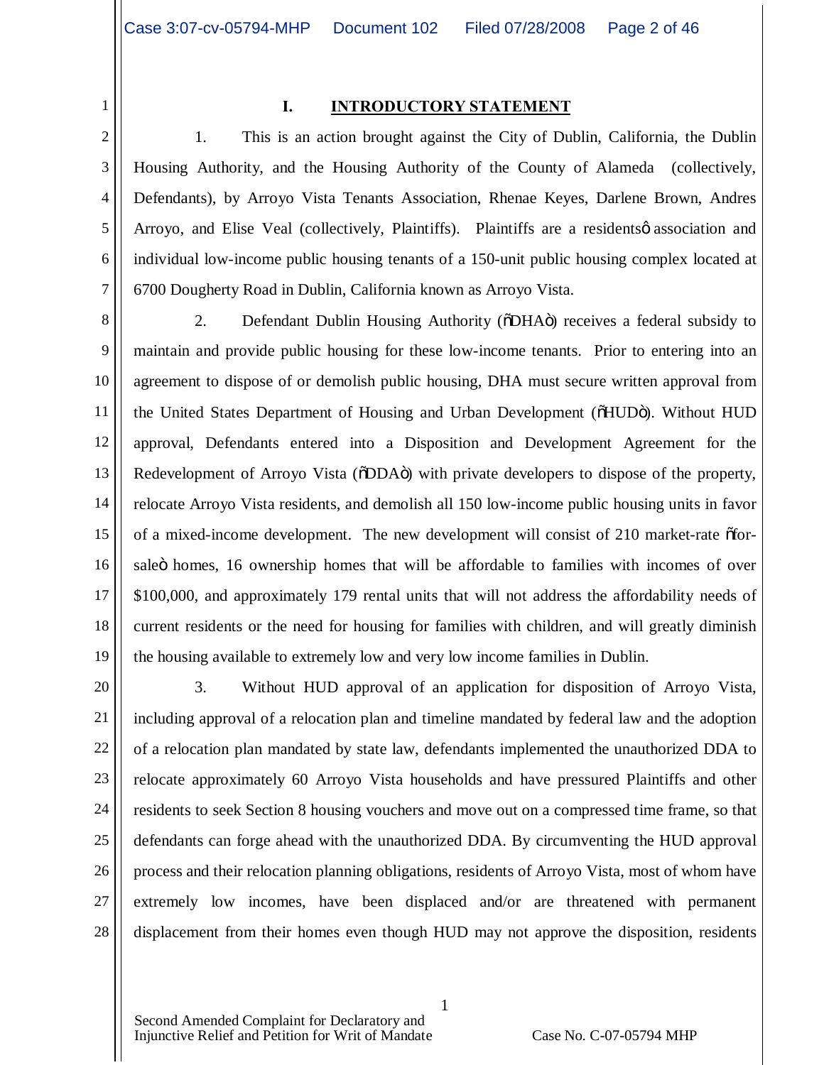## I. INTRODUCTORY STATEMENT

1. This is an action brought against the City of Dublin, California, the Dublin Housing Authority, and the Housing Authority of the County of Alameda (collectively, Defendants), by Arroyo Vista Tenants Association, Rhenae Keyes, Darlene Brown, Andres Arroyo, and Elise Veal (collectively, Plaintiffs). Plaintiffs are a residents' association and individual low-income public housing tenants of a 150-unit public housing complex located at 6700 Dougherty Road in Dublin, California known as Arroyo Vista.

2. Defendant Dublin Housing Authority ("DHA") receives a federal subsidy to maintain and provide public housing for these low-income tenants. Prior to entering into an agreement to dispose of or demolish public housing, DHA must secure written approval from the United States Department of Housing and Urban Development ("HUD"). Without HUD approval, Defendants entered into a Disposition and Development Agreement for the Redevelopment of Arroyo Vista ("DDA") with private developers to dispose of the property, relocate Arroyo Vista residents, and demolish all 150 low-income public housing units in favor of a mixed-income development. The new development will consist of 210 market-rate "for-sale" homes, 16 ownership homes that will be affordable to families with incomes of over $100,000, and approximately 179 rental units that will not address the affordability needs of current residents or the need for housing for families with children, and will greatly diminish the housing available to extremely low and very low income families in Dublin.

3. Without HUD approval of an application for disposition of Arroyo Vista, including approval of a relocation plan and timeline mandated by federal law and the adoption of a relocation plan mandated by state law, defendants implemented the unauthorized DDA to relocate approximately 60 Arroyo Vista households and have pressured Plaintiffs and other residents to seek Section 8 housing vouchers and move out on a compressed time frame, so that defendants can forge ahead with the unauthorized DDA. By circumventing the HUD approval process and their relocation planning obligations, residents of Arroyo Vista, most of whom have extremely low incomes, have been displaced and/or are threatened with permanent displacement from their homes even though HUD may not approve the disposition, residents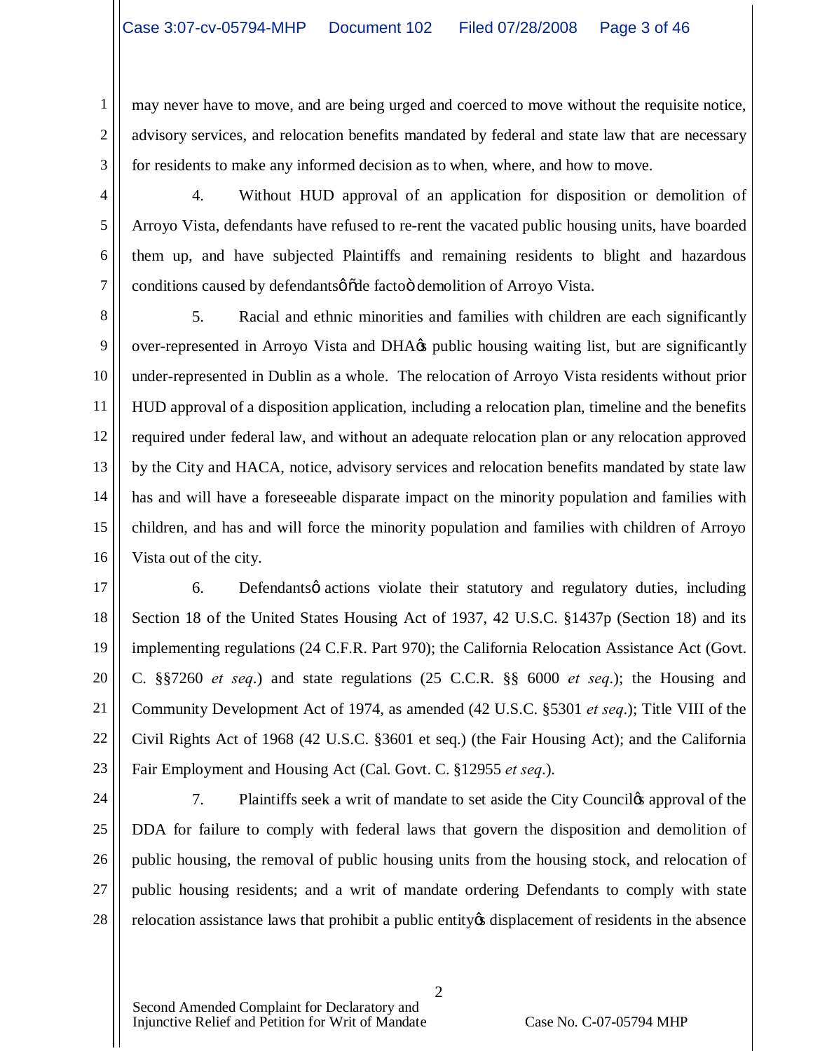may never have to move, and are being urged and coerced to move without the requisite notice, advisory services, and relocation benefits mandated by federal and state law that are necessary for residents to make any informed decision as to when, where, and how to move.

4. Without HUD approval of an application for disposition or demolition of Arroyo Vista, defendants have refused to re-rent the vacated public housing units, have boarded them up, and have subjected Plaintiffs and remaining residents to blight and hazardous conditions caused by defendants' "de facto" demolition of Arroyo Vista.

5. Racial and ethnic minorities and families with children are each significantly over-represented in Arroyo Vista and DHA's public housing waiting list, but are significantly under-represented in Dublin as a whole. The relocation of Arroyo Vista residents without prior HUD approval of a disposition application, including a relocation plan, timeline and the benefits required under federal law, and without an adequate relocation plan or any relocation approved by the City and HACA, notice, advisory services and relocation benefits mandated by state law has and will have a foreseeable disparate impact on the minority population and families with children, and has and will force the minority population and families with children of Arroyo Vista out of the city.

6. Defendants' actions violate their statutory and regulatory duties, including Section 18 of the United States Housing Act of 1937, 42 U.S.C. §1437p (Section 18) and its implementing regulations (24 C.F.R. Part 970); the California Relocation Assistance Act (Govt. C. §§7260 *et seq*.) and state regulations (25 C.C.R. §§ 6000 *et seq*.); the Housing and Community Development Act of 1974, as amended (42 U.S.C. §5301 *et seq*.); Title VIII of the Civil Rights Act of 1968 (42 U.S.C. §3601 et seq.) (the Fair Housing Act); and the California Fair Employment and Housing Act (Cal. Govt. C. §12955 *et seq*.).

7. Plaintiffs seek a writ of mandate to set aside the City Council's approval of the DDA for failure to comply with federal laws that govern the disposition and demolition of public housing, the removal of public housing units from the housing stock, and relocation of public housing residents; and a writ of mandate ordering Defendants to comply with state relocation assistance laws that prohibit a public entity's displacement of residents in the absence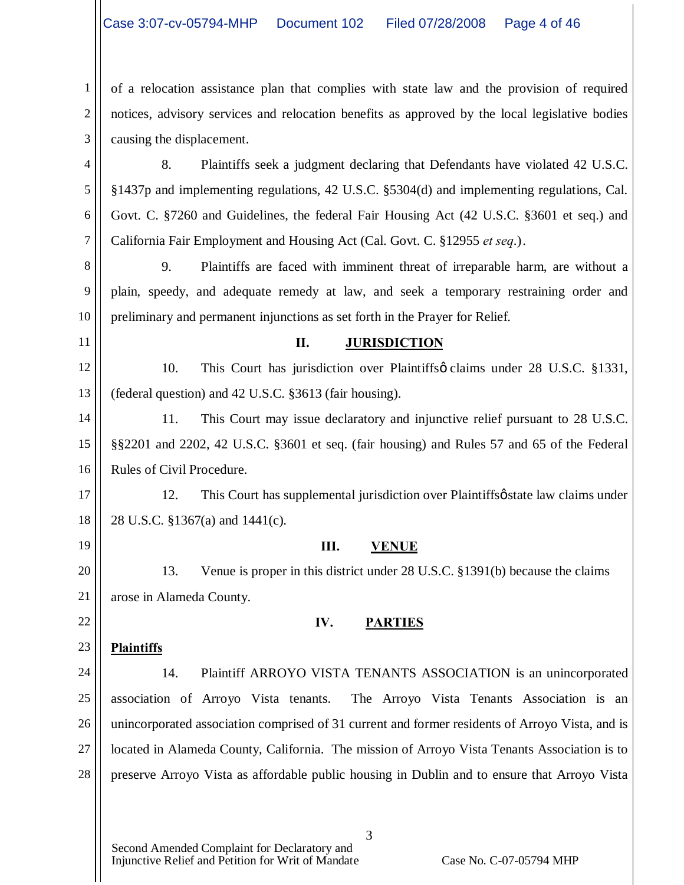of a relocation assistance plan that complies with state law and the provision of required notices, advisory services and relocation benefits as approved by the local legislative bodies causing the displacement.

8. Plaintiffs seek a judgment declaring that Defendants have violated 42 U.S.C. §1437p and implementing regulations, 42 U.S.C. §5304(d) and implementing regulations, Cal. Govt. C. §7260 and Guidelines, the federal Fair Housing Act (42 U.S.C. §3601 et seq.) and California Fair Employment and Housing Act (Cal. Govt. C. §12955 *et seq*.).

9. Plaintiffs are faced with imminent threat of irreparable harm, are without a plain, speedy, and adequate remedy at law, and seek a temporary restraining order and preliminary and permanent injunctions as set forth in the Prayer for Relief.

## II. JURISDICTION

10. This Court has jurisdiction over Plaintiffsø claims under 28 U.S.C. §1331, (federal question) and 42 U.S.C. §3613 (fair housing).

11. This Court may issue declaratory and injunctive relief pursuant to 28 U.S.C. §§2201 and 2202, 42 U.S.C. §3601 et seq. (fair housing) and Rules 57 and 65 of the Federal Rules of Civil Procedure.

12. This Court has supplemental jurisdiction over Plaintiffsø state law claims under 28 U.S.C. §1367(a) and 1441(c).

## III. VENUE

13. Venue is proper in this district under 28 U.S.C. §1391(b) because the claims arose in Alameda County.

## IV. PARTIES

### Plaintiffs

14. Plaintiff ARROYO VISTA TENANTS ASSOCIATION is an unincorporated association of Arroyo Vista tenants. The Arroyo Vista Tenants Association is an unincorporated association comprised of 31 current and former residents of Arroyo Vista, and is located in Alameda County, California. The mission of Arroyo Vista Tenants Association is to preserve Arroyo Vista as affordable public housing in Dublin and to ensure that Arroyo Vista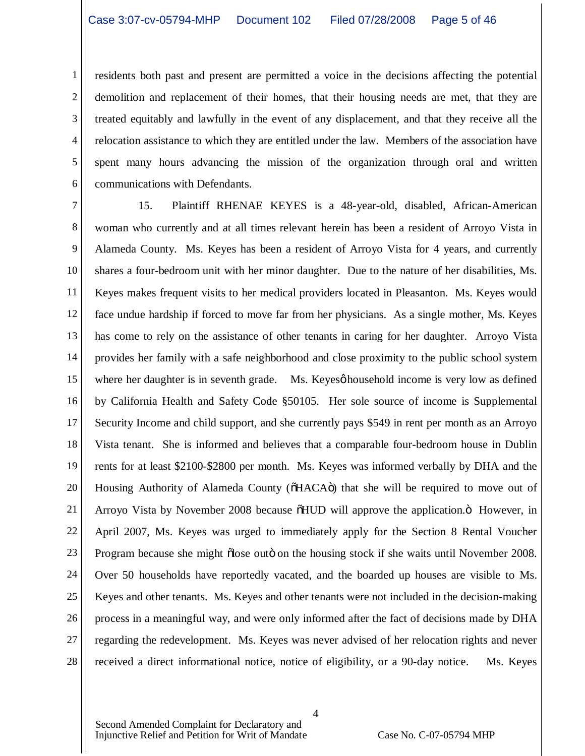residents both past and present are permitted a voice in the decisions affecting the potential demolition and replacement of their homes, that their housing needs are met, that they are treated equitably and lawfully in the event of any displacement, and that they receive all the relocation assistance to which they are entitled under the law. Members of the association have spent many hours advancing the mission of the organization through oral and written communications with Defendants.

15. Plaintiff RHENAE KEYES is a 48-year-old, disabled, African-American woman who currently and at all times relevant herein has been a resident of Arroyo Vista in Alameda County. Ms. Keyes has been a resident of Arroyo Vista for 4 years, and currently shares a four-bedroom unit with her minor daughter. Due to the nature of her disabilities, Ms. Keyes makes frequent visits to her medical providers located in Pleasanton. Ms. Keyes would face undue hardship if forced to move far from her physicians. As a single mother, Ms. Keyes has come to rely on the assistance of other tenants in caring for her daughter. Arroyo Vista provides her family with a safe neighborhood and close proximity to the public school system where her daughter is in seventh grade. Ms. Keyes' household income is very low as defined by California Health and Safety Code §50105. Her sole source of income is Supplemental Security Income and child support, and she currently pays $549 in rent per month as an Arroyo Vista tenant. She is informed and believes that a comparable four-bedroom house in Dublin rents for at least $2100-$2800 per month. Ms. Keyes was informed verbally by DHA and the Housing Authority of Alameda County ("HACA") that she will be required to move out of Arroyo Vista by November 2008 because "HUD will approve the application." However, in April 2007, Ms. Keyes was urged to immediately apply for the Section 8 Rental Voucher Program because she might "lose out" on the housing stock if she waits until November 2008. Over 50 households have reportedly vacated, and the boarded up houses are visible to Ms. Keyes and other tenants. Ms. Keyes and other tenants were not included in the decision-making process in a meaningful way, and were only informed after the fact of decisions made by DHA regarding the redevelopment. Ms. Keyes was never advised of her relocation rights and never received a direct informational notice, notice of eligibility, or a 90-day notice. Ms. Keyes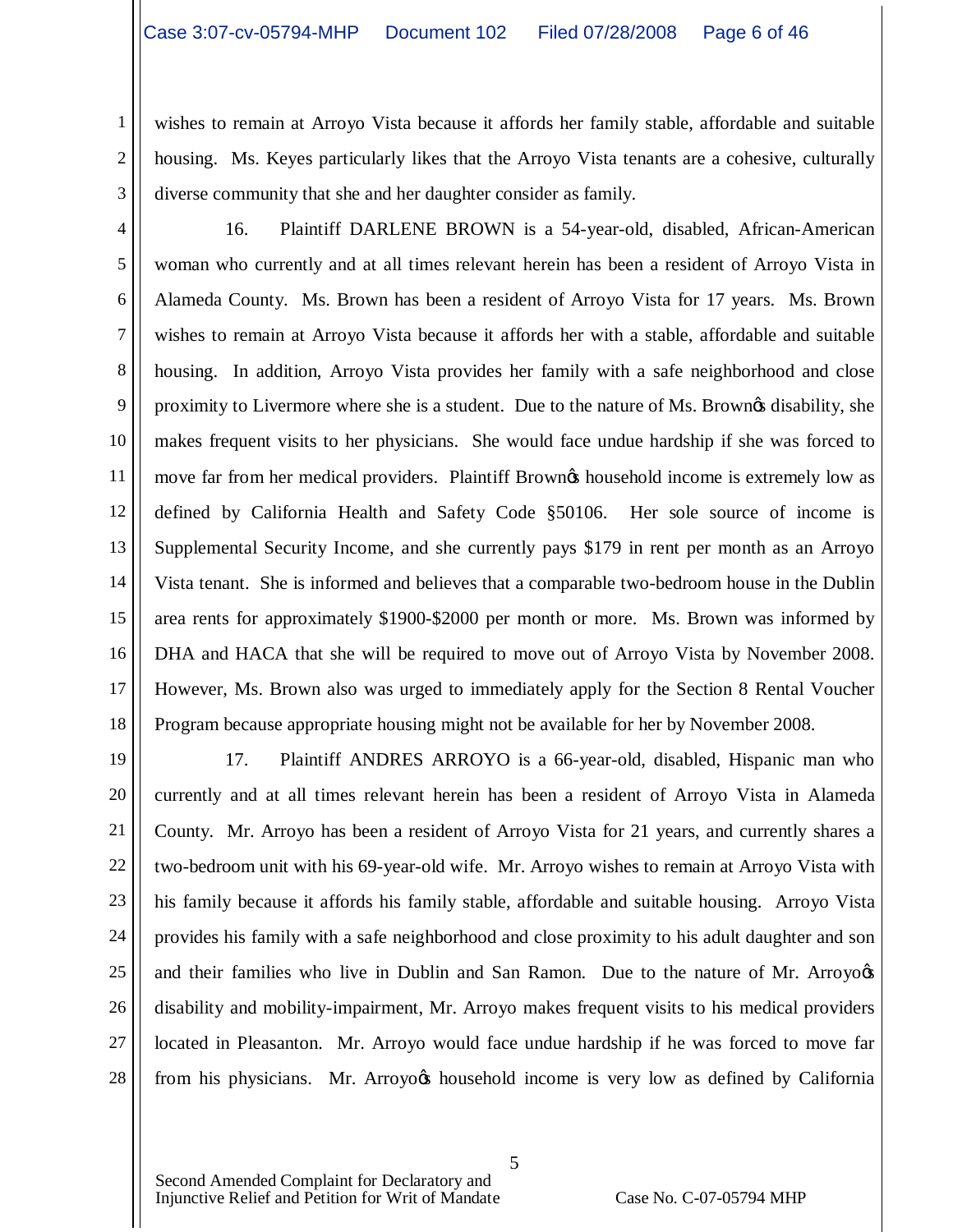wishes to remain at Arroyo Vista because it affords her family stable, affordable and suitable housing. Ms. Keyes particularly likes that the Arroyo Vista tenants are a cohesive, culturally diverse community that she and her daughter consider as family.

16. Plaintiff DARLENE BROWN is a 54-year-old, disabled, African-American woman who currently and at all times relevant herein has been a resident of Arroyo Vista in Alameda County. Ms. Brown has been a resident of Arroyo Vista for 17 years. Ms. Brown wishes to remain at Arroyo Vista because it affords her with a stable, affordable and suitable housing. In addition, Arroyo Vista provides her family with a safe neighborhood and close proximity to Livermore where she is a student. Due to the nature of Ms. Brown's disability, she makes frequent visits to her physicians. She would face undue hardship if she was forced to move far from her medical providers. Plaintiff Brown's household income is extremely low as defined by California Health and Safety Code §50106. Her sole source of income is Supplemental Security Income, and she currently pays $179 in rent per month as an Arroyo Vista tenant. She is informed and believes that a comparable two-bedroom house in the Dublin area rents for approximately $1900-$2000 per month or more. Ms. Brown was informed by DHA and HACA that she will be required to move out of Arroyo Vista by November 2008. However, Ms. Brown also was urged to immediately apply for the Section 8 Rental Voucher Program because appropriate housing might not be available for her by November 2008.

17. Plaintiff ANDRES ARROYO is a 66-year-old, disabled, Hispanic man who currently and at all times relevant herein has been a resident of Arroyo Vista in Alameda County. Mr. Arroyo has been a resident of Arroyo Vista for 21 years, and currently shares a two-bedroom unit with his 69-year-old wife. Mr. Arroyo wishes to remain at Arroyo Vista with his family because it affords his family stable, affordable and suitable housing. Arroyo Vista provides his family with a safe neighborhood and close proximity to his adult daughter and son and their families who live in Dublin and San Ramon. Due to the nature of Mr. Arroyo's disability and mobility-impairment, Mr. Arroyo makes frequent visits to his medical providers located in Pleasanton. Mr. Arroyo would face undue hardship if he was forced to move far from his physicians. Mr. Arroyo's household income is very low as defined by California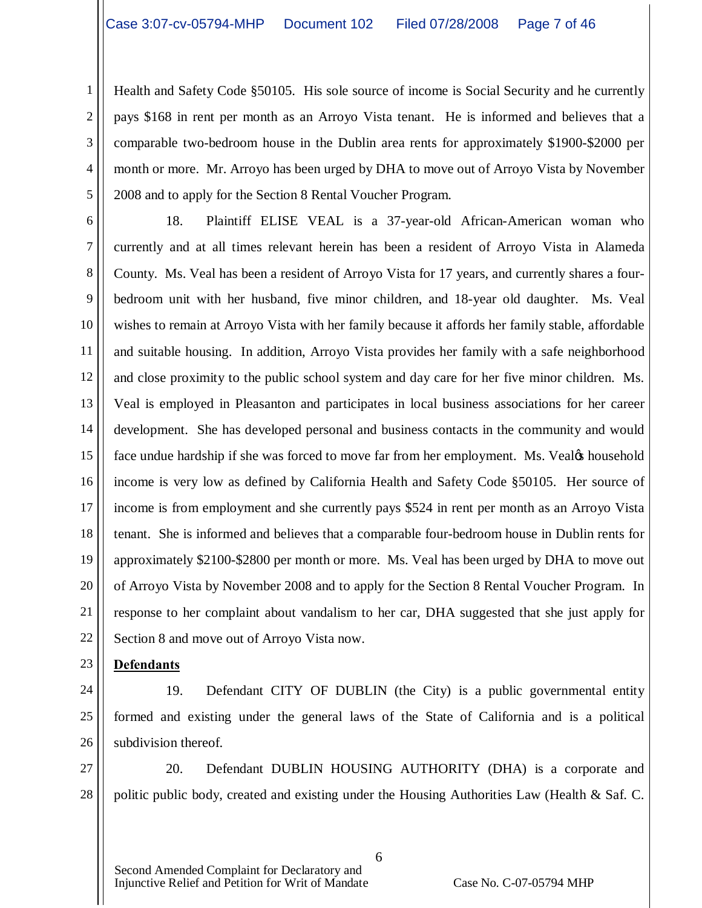Health and Safety Code §50105. His sole source of income is Social Security and he currently pays $168 in rent per month as an Arroyo Vista tenant. He is informed and believes that a comparable two-bedroom house in the Dublin area rents for approximately $1900-$2000 per month or more. Mr. Arroyo has been urged by DHA to move out of Arroyo Vista by November 2008 and to apply for the Section 8 Rental Voucher Program.

18. Plaintiff ELISE VEAL is a 37-year-old African-American woman who currently and at all times relevant herein has been a resident of Arroyo Vista in Alameda County. Ms. Veal has been a resident of Arroyo Vista for 17 years, and currently shares a four-bedroom unit with her husband, five minor children, and 18-year old daughter. Ms. Veal wishes to remain at Arroyo Vista with her family because it affords her family stable, affordable and suitable housing. In addition, Arroyo Vista provides her family with a safe neighborhood and close proximity to the public school system and day care for her five minor children. Ms. Veal is employed in Pleasanton and participates in local business associations for her career development. She has developed personal and business contacts in the community and would face undue hardship if she was forced to move far from her employment. Ms. Veal's household income is very low as defined by California Health and Safety Code §50105. Her source of income is from employment and she currently pays $524 in rent per month as an Arroyo Vista tenant. She is informed and believes that a comparable four-bedroom house in Dublin rents for approximately $2100-$2800 per month or more. Ms. Veal has been urged by DHA to move out of Arroyo Vista by November 2008 and to apply for the Section 8 Rental Voucher Program. In response to her complaint about vandalism to her car, DHA suggested that she just apply for Section 8 and move out of Arroyo Vista now.

**Defendants**

19. Defendant CITY OF DUBLIN (the City) is a public governmental entity formed and existing under the general laws of the State of California and is a political subdivision thereof.

20. Defendant DUBLIN HOUSING AUTHORITY (DHA) is a corporate and politic public body, created and existing under the Housing Authorities Law (Health & Saf. C.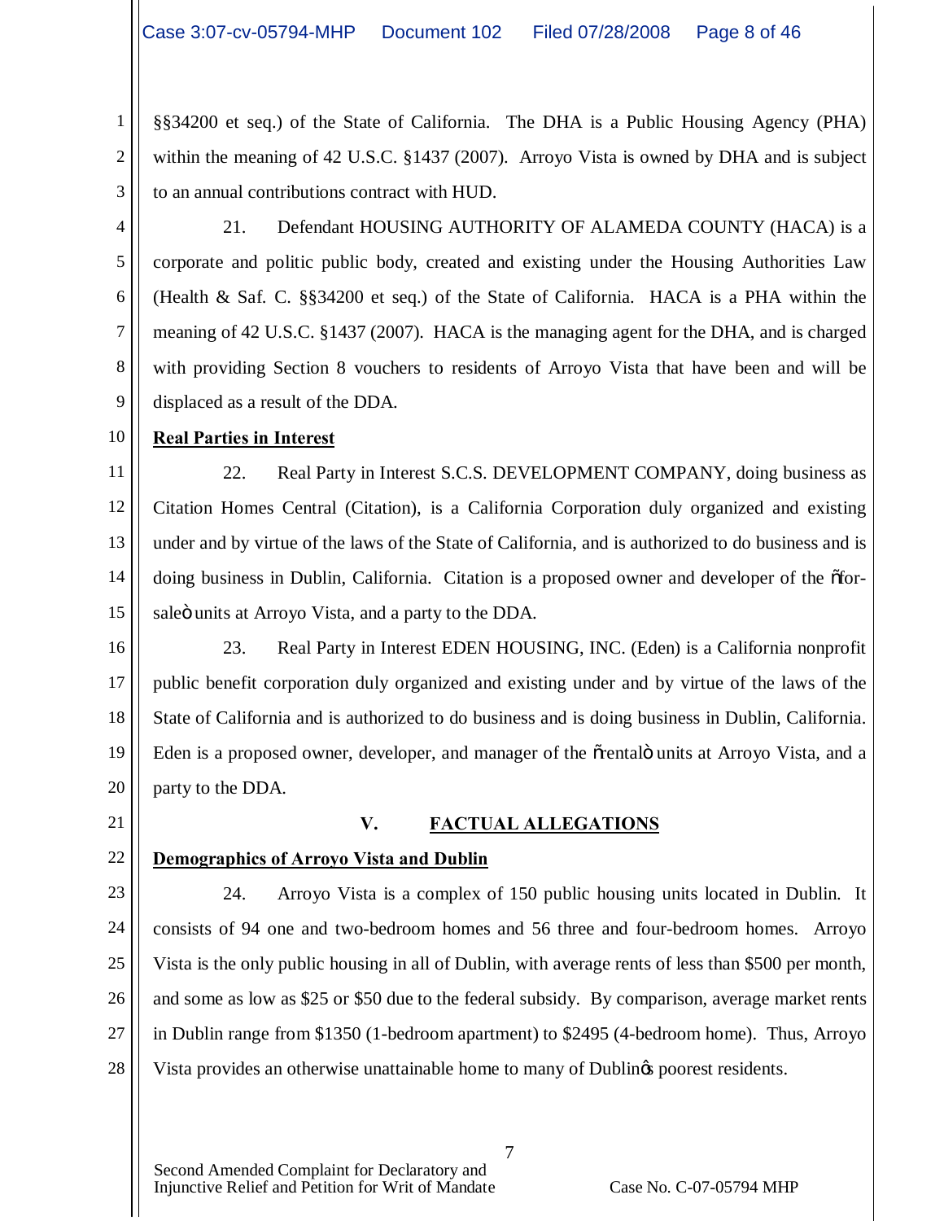§§34200 et seq.) of the State of California. The DHA is a Public Housing Agency (PHA) within the meaning of 42 U.S.C. §1437 (2007). Arroyo Vista is owned by DHA and is subject to an annual contributions contract with HUD.

21. Defendant HOUSING AUTHORITY OF ALAMEDA COUNTY (HACA) is a corporate and politic public body, created and existing under the Housing Authorities Law (Health & Saf. C. §§34200 et seq.) of the State of California. HACA is a PHA within the meaning of 42 U.S.C. §1437 (2007). HACA is the managing agent for the DHA, and is charged with providing Section 8 vouchers to residents of Arroyo Vista that have been and will be displaced as a result of the DDA.

**Real Parties in Interest**

22. Real Party in Interest S.C.S. DEVELOPMENT COMPANY, doing business as Citation Homes Central (Citation), is a California Corporation duly organized and existing under and by virtue of the laws of the State of California, and is authorized to do business and is doing business in Dublin, California. Citation is a proposed owner and developer of the "for-sale" units at Arroyo Vista, and a party to the DDA.

23. Real Party in Interest EDEN HOUSING, INC. (Eden) is a California nonprofit public benefit corporation duly organized and existing under and by virtue of the laws of the State of California and is authorized to do business and is doing business in Dublin, California. Eden is a proposed owner, developer, and manager of the "rental" units at Arroyo Vista, and a party to the DDA.

## V. FACTUAL ALLEGATIONS

**Demographics of Arroyo Vista and Dublin**

24. Arroyo Vista is a complex of 150 public housing units located in Dublin. It consists of 94 one and two-bedroom homes and 56 three and four-bedroom homes. Arroyo Vista is the only public housing in all of Dublin, with average rents of less than $500 per month, and some as low as $25 or $50 due to the federal subsidy. By comparison, average market rents in Dublin range from $1350 (1-bedroom apartment) to $2495 (4-bedroom home). Thus, Arroyo Vista provides an otherwise unattainable home to many of Dublin's poorest residents.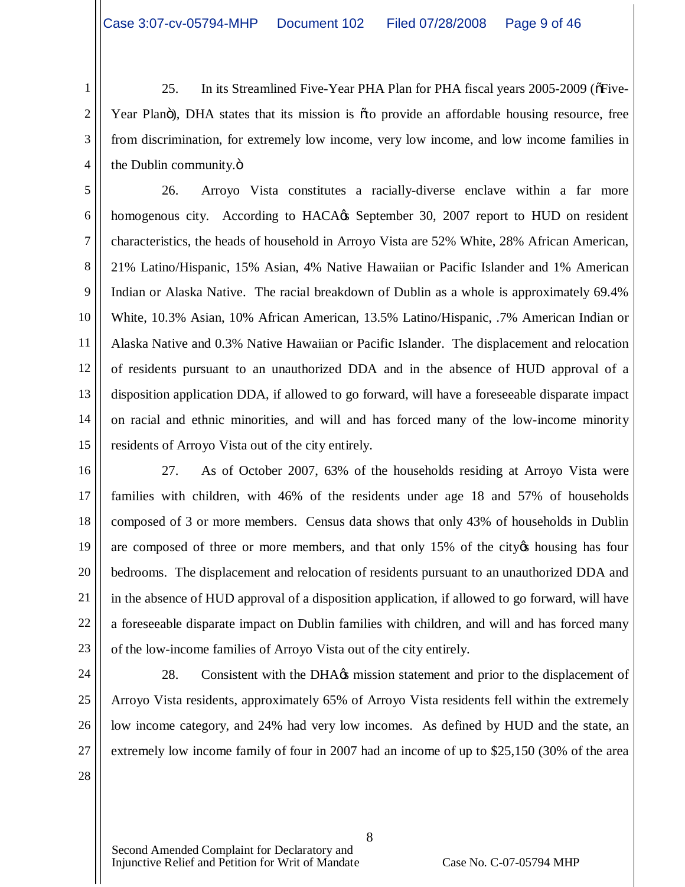25. In its Streamlined Five-Year PHA Plan for PHA fiscal years 2005-2009 ("Five-Year Plan"), DHA states that its mission is "to provide an affordable housing resource, free from discrimination, for extremely low income, very low income, and low income families in the Dublin community."

26. Arroyo Vista constitutes a racially-diverse enclave within a far more homogenous city. According to HACA's September 30, 2007 report to HUD on resident characteristics, the heads of household in Arroyo Vista are 52% White, 28% African American, 21% Latino/Hispanic, 15% Asian, 4% Native Hawaiian or Pacific Islander and 1% American Indian or Alaska Native. The racial breakdown of Dublin as a whole is approximately 69.4% White, 10.3% Asian, 10% African American, 13.5% Latino/Hispanic, .7% American Indian or Alaska Native and 0.3% Native Hawaiian or Pacific Islander. The displacement and relocation of residents pursuant to an unauthorized DDA and in the absence of HUD approval of a disposition application DDA, if allowed to go forward, will have a foreseeable disparate impact on racial and ethnic minorities, and will and has forced many of the low-income minority residents of Arroyo Vista out of the city entirely.

27. As of October 2007, 63% of the households residing at Arroyo Vista were families with children, with 46% of the residents under age 18 and 57% of households composed of 3 or more members. Census data shows that only 43% of households in Dublin are composed of three or more members, and that only 15% of the city's housing has four bedrooms. The displacement and relocation of residents pursuant to an unauthorized DDA and in the absence of HUD approval of a disposition application, if allowed to go forward, will have a foreseeable disparate impact on Dublin families with children, and will and has forced many of the low-income families of Arroyo Vista out of the city entirely.

28. Consistent with the DHA's mission statement and prior to the displacement of Arroyo Vista residents, approximately 65% of Arroyo Vista residents fell within the extremely low income category, and 24% had very low incomes. As defined by HUD and the state, an extremely low income family of four in 2007 had an income of up to $25,150 (30% of the area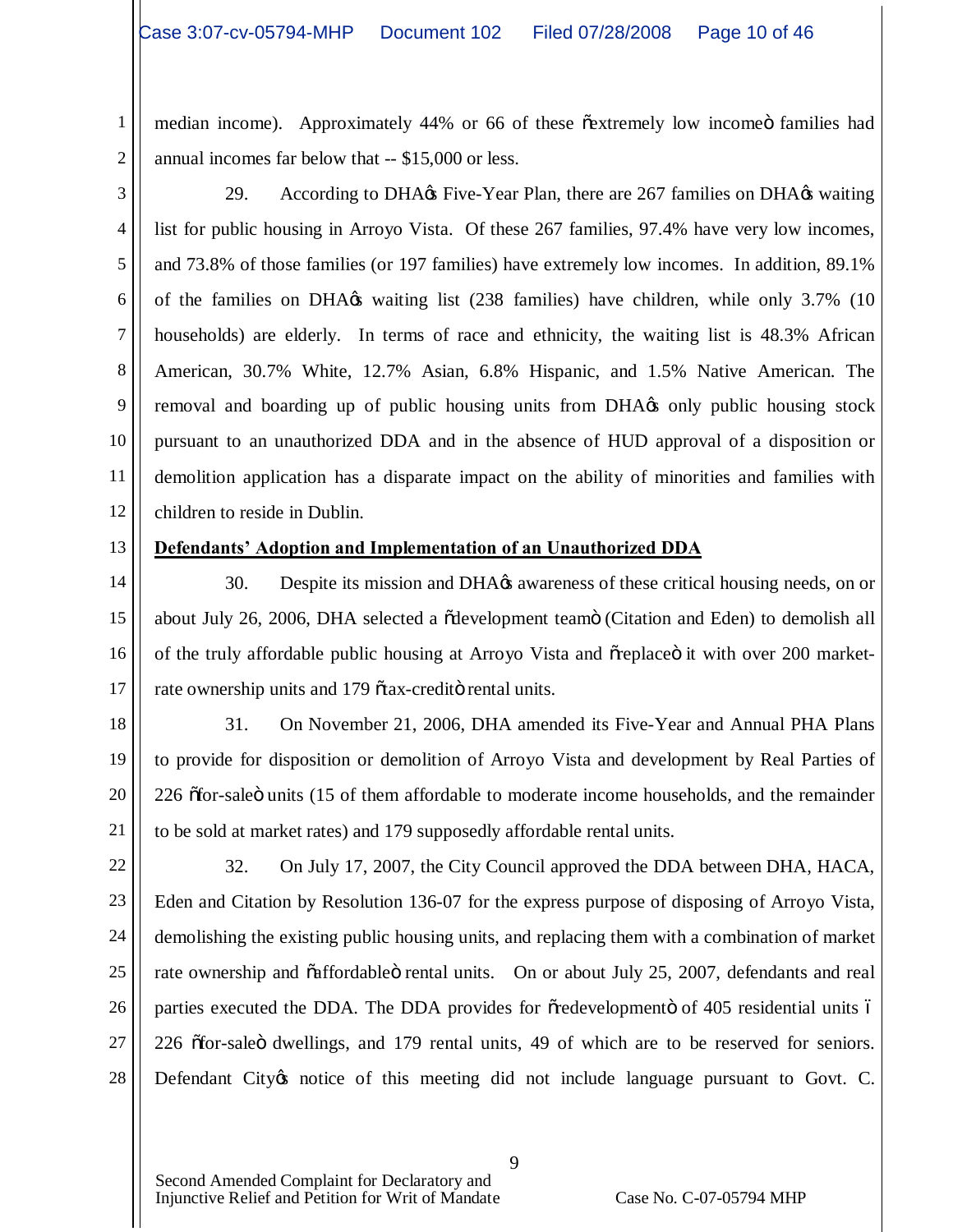median income). Approximately 44% or 66 of these "extremely low income" families had annual incomes far below that -- $15,000 or less.

29. According to DHA's Five-Year Plan, there are 267 families on DHA's waiting list for public housing in Arroyo Vista. Of these 267 families, 97.4% have very low incomes, and 73.8% of those families (or 197 families) have extremely low incomes. In addition, 89.1% of the families on DHA's waiting list (238 families) have children, while only 3.7% (10 households) are elderly. In terms of race and ethnicity, the waiting list is 48.3% African American, 30.7% White, 12.7% Asian, 6.8% Hispanic, and 1.5% Native American. The removal and boarding up of public housing units from DHA's only public housing stock pursuant to an unauthorized DDA and in the absence of HUD approval of a disposition or demolition application has a disparate impact on the ability of minorities and families with children to reside in Dublin.

**Defendants' Adoption and Implementation of an Unauthorized DDA**

30. Despite its mission and DHA's awareness of these critical housing needs, on or about July 26, 2006, DHA selected a "development team" (Citation and Eden) to demolish all of the truly affordable public housing at Arroyo Vista and "replace" it with over 200 market-rate ownership units and 179 "tax-credit" rental units.

31. On November 21, 2006, DHA amended its Five-Year and Annual PHA Plans to provide for disposition or demolition of Arroyo Vista and development by Real Parties of 226 "for-sale" units (15 of them affordable to moderate income households, and the remainder to be sold at market rates) and 179 supposedly affordable rental units.

32. On July 17, 2007, the City Council approved the DDA between DHA, HACA, Eden and Citation by Resolution 136-07 for the express purpose of disposing of Arroyo Vista, demolishing the existing public housing units, and replacing them with a combination of market rate ownership and "affordable" rental units. On or about July 25, 2007, defendants and real parties executed the DDA. The DDA provides for "redevelopment" of 405 residential units – 226 "for-sale" dwellings, and 179 rental units, 49 of which are to be reserved for seniors. Defendant City's notice of this meeting did not include language pursuant to Govt. C.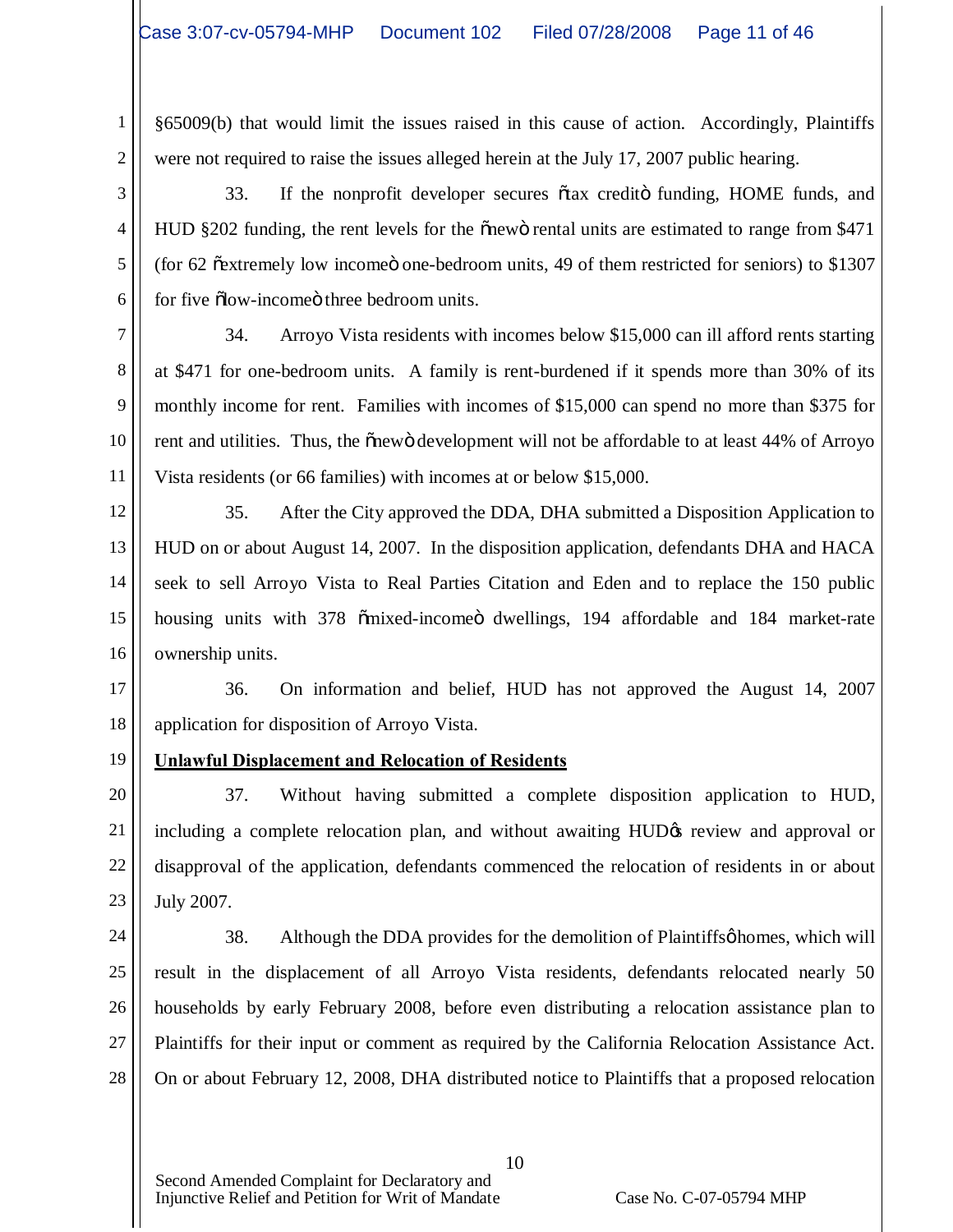§65009(b) that would limit the issues raised in this cause of action. Accordingly, Plaintiffs were not required to raise the issues alleged herein at the July 17, 2007 public hearing.

33. If the nonprofit developer secures "tax credit" funding, HOME funds, and HUD §202 funding, the rent levels for the "new" rental units are estimated to range from $471 (for 62 "extremely low income" one-bedroom units, 49 of them restricted for seniors) to $1307 for five "low-income" three bedroom units.

34. Arroyo Vista residents with incomes below $15,000 can ill afford rents starting at $471 for one-bedroom units. A family is rent-burdened if it spends more than 30% of its monthly income for rent. Families with incomes of $15,000 can spend no more than $375 for rent and utilities. Thus, the "new" development will not be affordable to at least 44% of Arroyo Vista residents (or 66 families) with incomes at or below $15,000.

35. After the City approved the DDA, DHA submitted a Disposition Application to HUD on or about August 14, 2007. In the disposition application, defendants DHA and HACA seek to sell Arroyo Vista to Real Parties Citation and Eden and to replace the 150 public housing units with 378 "mixed-income" dwellings, 194 affordable and 184 market-rate ownership units.

36. On information and belief, HUD has not approved the August 14, 2007 application for disposition of Arroyo Vista.

**Unlawful Displacement and Relocation of Residents**

37. Without having submitted a complete disposition application to HUD, including a complete relocation plan, and without awaiting HUD's review and approval or disapproval of the application, defendants commenced the relocation of residents in or about July 2007.

38. Although the DDA provides for the demolition of Plaintiffs' homes, which will result in the displacement of all Arroyo Vista residents, defendants relocated nearly 50 households by early February 2008, before even distributing a relocation assistance plan to Plaintiffs for their input or comment as required by the California Relocation Assistance Act. On or about February 12, 2008, DHA distributed notice to Plaintiffs that a proposed relocation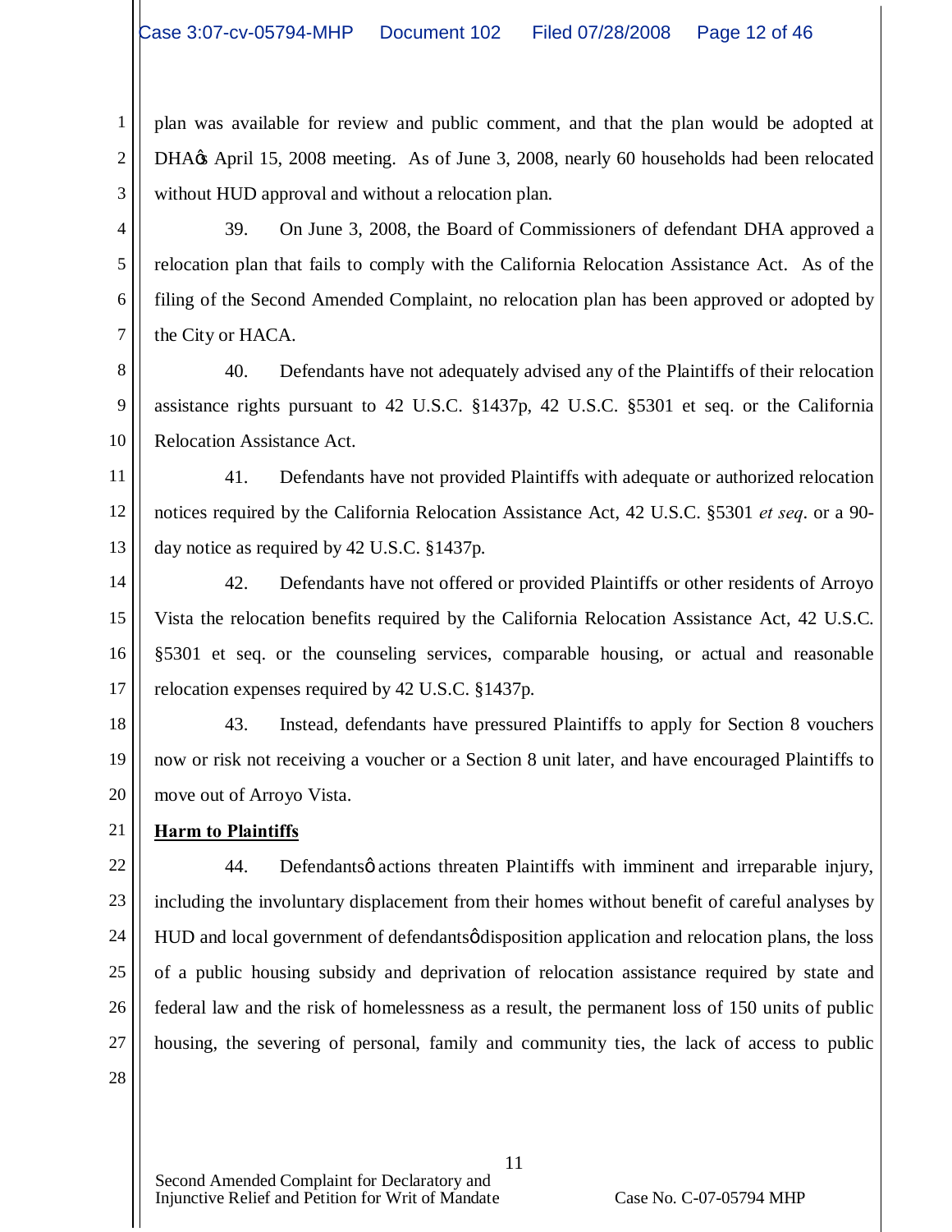plan was available for review and public comment, and that the plan would be adopted at DHA's April 15, 2008 meeting. As of June 3, 2008, nearly 60 households had been relocated without HUD approval and without a relocation plan.

39. On June 3, 2008, the Board of Commissioners of defendant DHA approved a relocation plan that fails to comply with the California Relocation Assistance Act. As of the filing of the Second Amended Complaint, no relocation plan has been approved or adopted by the City or HACA.

40. Defendants have not adequately advised any of the Plaintiffs of their relocation assistance rights pursuant to 42 U.S.C. §1437p, 42 U.S.C. §5301 et seq. or the California Relocation Assistance Act.

41. Defendants have not provided Plaintiffs with adequate or authorized relocation notices required by the California Relocation Assistance Act, 42 U.S.C. §5301 *et seq*. or a 90-day notice as required by 42 U.S.C. §1437p.

42. Defendants have not offered or provided Plaintiffs or other residents of Arroyo Vista the relocation benefits required by the California Relocation Assistance Act, 42 U.S.C. §5301 et seq. or the counseling services, comparable housing, or actual and reasonable relocation expenses required by 42 U.S.C. §1437p.

43. Instead, defendants have pressured Plaintiffs to apply for Section 8 vouchers now or risk not receiving a voucher or a Section 8 unit later, and have encouraged Plaintiffs to move out of Arroyo Vista.

**Harm to Plaintiffs**

44. Defendants' actions threaten Plaintiffs with imminent and irreparable injury, including the involuntary displacement from their homes without benefit of careful analyses by HUD and local government of defendants' disposition application and relocation plans, the loss of a public housing subsidy and deprivation of relocation assistance required by state and federal law and the risk of homelessness as a result, the permanent loss of 150 units of public housing, the severing of personal, family and community ties, the lack of access to public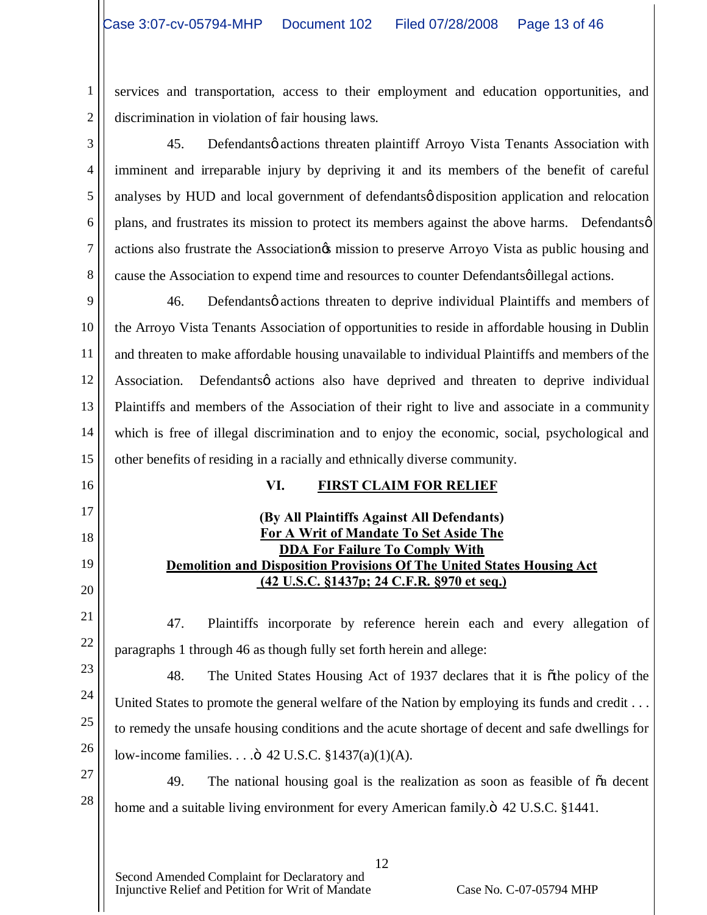services and transportation, access to their employment and education opportunities, and discrimination in violation of fair housing laws.

45. Defendants' actions threaten plaintiff Arroyo Vista Tenants Association with imminent and irreparable injury by depriving it and its members of the benefit of careful analyses by HUD and local government of defendants' disposition application and relocation plans, and frustrates its mission to protect its members against the above harms. Defendants' actions also frustrate the Association's mission to preserve Arroyo Vista as public housing and cause the Association to expend time and resources to counter Defendants' illegal actions.

46. Defendants' actions threaten to deprive individual Plaintiffs and members of the Arroyo Vista Tenants Association of opportunities to reside in affordable housing in Dublin and threaten to make affordable housing unavailable to individual Plaintiffs and members of the Association. Defendants' actions also have deprived and threaten to deprive individual Plaintiffs and members of the Association of their right to live and associate in a community which is free of illegal discrimination and to enjoy the economic, social, psychological and other benefits of residing in a racially and ethnically diverse community.

## VI. FIRST CLAIM FOR RELIEF

**(By All Plaintiffs Against All Defendants)**
**For A Writ of Mandate To Set Aside The DDA For Failure To Comply With Demolition and Disposition Provisions Of The United States Housing Act (42 U.S.C. §1437p; 24 C.F.R. §970 et seq.)**

47. Plaintiffs incorporate by reference herein each and every allegation of paragraphs 1 through 46 as though fully set forth herein and allege:

48. The United States Housing Act of 1937 declares that it is "the policy of the United States to promote the general welfare of the Nation by employing its funds and credit . . . to remedy the unsafe housing conditions and the acute shortage of decent and safe dwellings for low-income families. . . ." 42 U.S.C. §1437(a)(1)(A).

49. The national housing goal is the realization as soon as feasible of "a decent home and a suitable living environment for every American family." 42 U.S.C. §1441.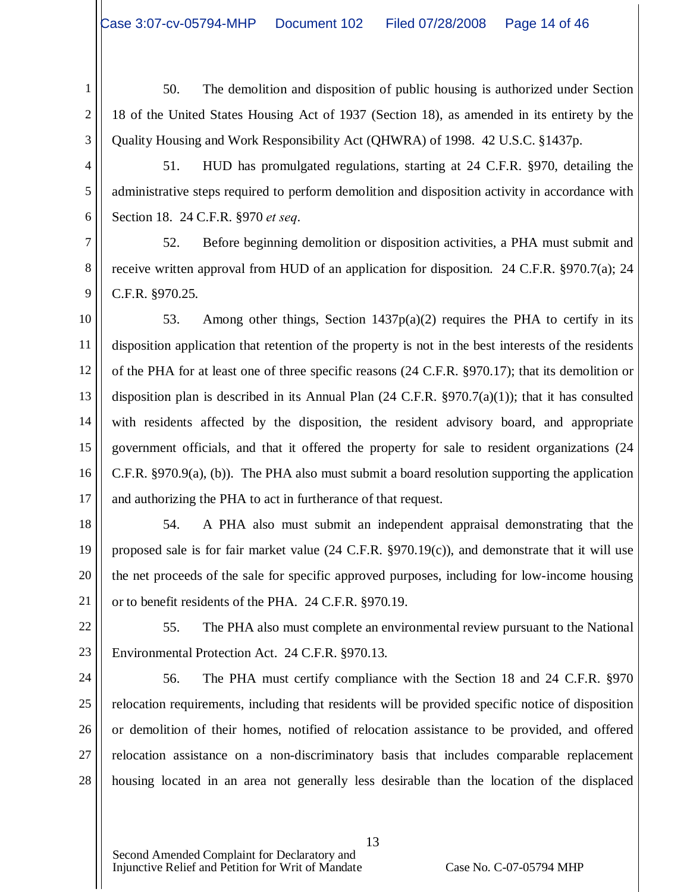50. The demolition and disposition of public housing is authorized under Section 18 of the United States Housing Act of 1937 (Section 18), as amended in its entirety by the Quality Housing and Work Responsibility Act (QHWRA) of 1998. 42 U.S.C. §1437p.

51. HUD has promulgated regulations, starting at 24 C.F.R. §970, detailing the administrative steps required to perform demolition and disposition activity in accordance with Section 18. 24 C.F.R. §970 *et seq*.

52. Before beginning demolition or disposition activities, a PHA must submit and receive written approval from HUD of an application for disposition. 24 C.F.R. §970.7(a); 24 C.F.R. §970.25.

53. Among other things, Section 1437p(a)(2) requires the PHA to certify in its disposition application that retention of the property is not in the best interests of the residents of the PHA for at least one of three specific reasons (24 C.F.R. §970.17); that its demolition or disposition plan is described in its Annual Plan (24 C.F.R. §970.7(a)(1)); that it has consulted with residents affected by the disposition, the resident advisory board, and appropriate government officials, and that it offered the property for sale to resident organizations (24 C.F.R. §970.9(a), (b)). The PHA also must submit a board resolution supporting the application and authorizing the PHA to act in furtherance of that request.

54. A PHA also must submit an independent appraisal demonstrating that the proposed sale is for fair market value (24 C.F.R. §970.19(c)), and demonstrate that it will use the net proceeds of the sale for specific approved purposes, including for low-income housing or to benefit residents of the PHA. 24 C.F.R. §970.19.

55. The PHA also must complete an environmental review pursuant to the National Environmental Protection Act. 24 C.F.R. §970.13.

56. The PHA must certify compliance with the Section 18 and 24 C.F.R. §970 relocation requirements, including that residents will be provided specific notice of disposition or demolition of their homes, notified of relocation assistance to be provided, and offered relocation assistance on a non-discriminatory basis that includes comparable replacement housing located in an area not generally less desirable than the location of the displaced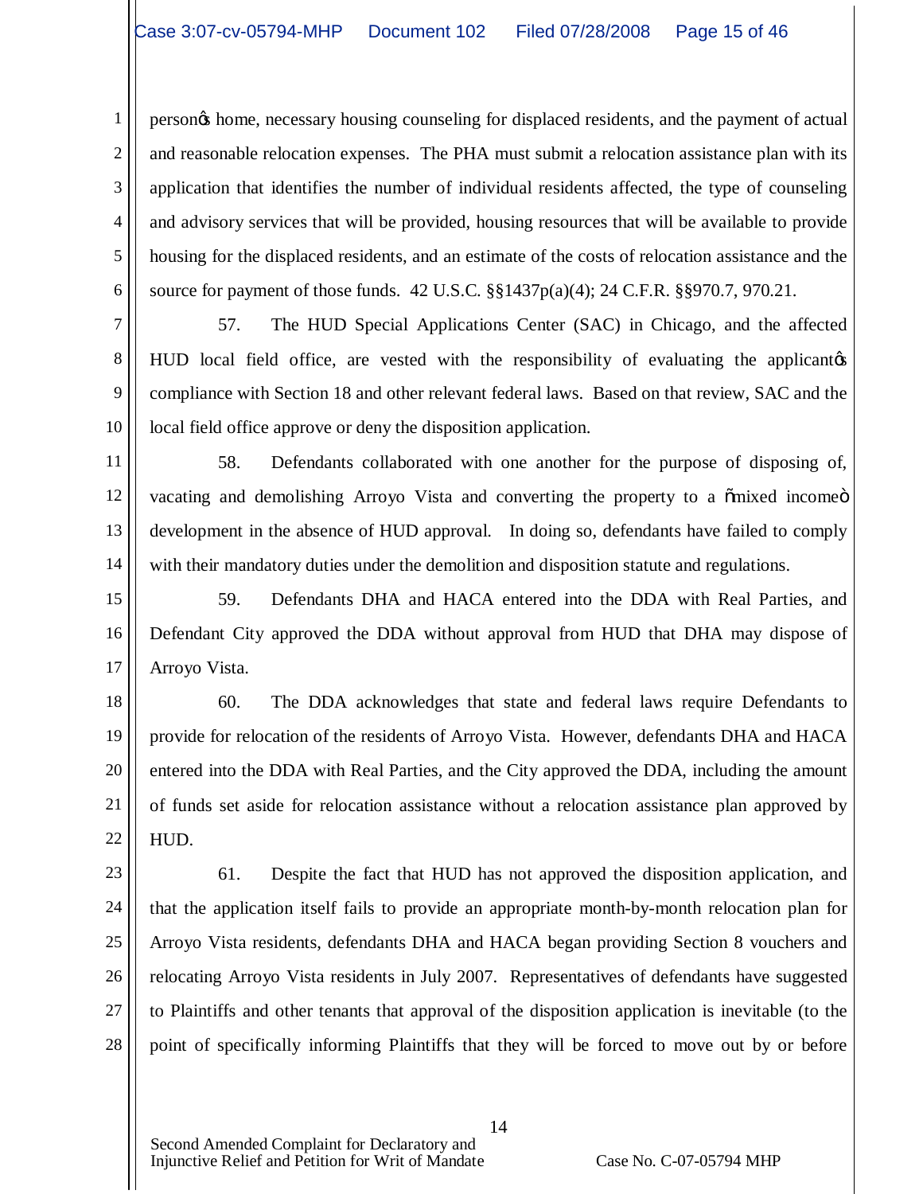person's home, necessary housing counseling for displaced residents, and the payment of actual and reasonable relocation expenses. The PHA must submit a relocation assistance plan with its application that identifies the number of individual residents affected, the type of counseling and advisory services that will be provided, housing resources that will be available to provide housing for the displaced residents, and an estimate of the costs of relocation assistance and the source for payment of those funds. 42 U.S.C. §§1437p(a)(4); 24 C.F.R. §§970.7, 970.21.

57. The HUD Special Applications Center (SAC) in Chicago, and the affected HUD local field office, are vested with the responsibility of evaluating the applicant's compliance with Section 18 and other relevant federal laws. Based on that review, SAC and the local field office approve or deny the disposition application.

58. Defendants collaborated with one another for the purpose of disposing of, vacating and demolishing Arroyo Vista and converting the property to a "mixed income" development in the absence of HUD approval. In doing so, defendants have failed to comply with their mandatory duties under the demolition and disposition statute and regulations.

59. Defendants DHA and HACA entered into the DDA with Real Parties, and Defendant City approved the DDA without approval from HUD that DHA may dispose of Arroyo Vista.

60. The DDA acknowledges that state and federal laws require Defendants to provide for relocation of the residents of Arroyo Vista. However, defendants DHA and HACA entered into the DDA with Real Parties, and the City approved the DDA, including the amount of funds set aside for relocation assistance without a relocation assistance plan approved by HUD.

61. Despite the fact that HUD has not approved the disposition application, and that the application itself fails to provide an appropriate month-by-month relocation plan for Arroyo Vista residents, defendants DHA and HACA began providing Section 8 vouchers and relocating Arroyo Vista residents in July 2007. Representatives of defendants have suggested to Plaintiffs and other tenants that approval of the disposition application is inevitable (to the point of specifically informing Plaintiffs that they will be forced to move out by or before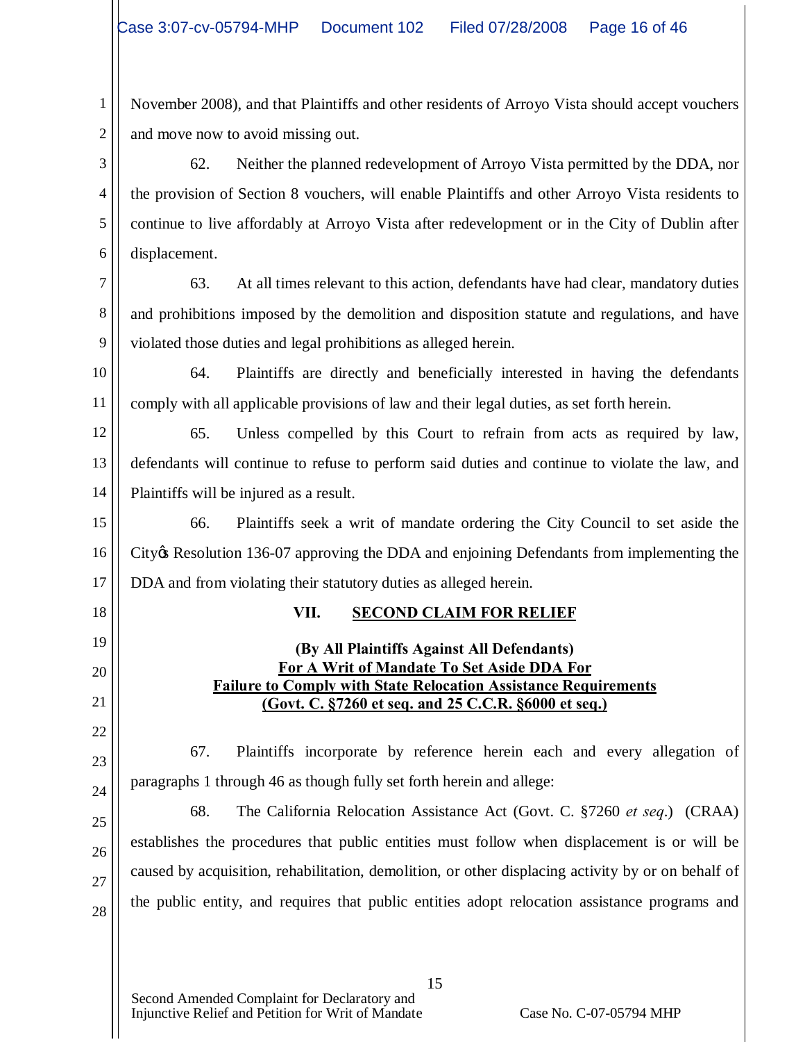November 2008), and that Plaintiffs and other residents of Arroyo Vista should accept vouchers and move now to avoid missing out.

62. Neither the planned redevelopment of Arroyo Vista permitted by the DDA, nor the provision of Section 8 vouchers, will enable Plaintiffs and other Arroyo Vista residents to continue to live affordably at Arroyo Vista after redevelopment or in the City of Dublin after displacement.

63. At all times relevant to this action, defendants have had clear, mandatory duties and prohibitions imposed by the demolition and disposition statute and regulations, and have violated those duties and legal prohibitions as alleged herein.

64. Plaintiffs are directly and beneficially interested in having the defendants comply with all applicable provisions of law and their legal duties, as set forth herein.

65. Unless compelled by this Court to refrain from acts as required by law, defendants will continue to refuse to perform said duties and continue to violate the law, and Plaintiffs will be injured as a result.

66. Plaintiffs seek a writ of mandate ordering the City Council to set aside the City's Resolution 136-07 approving the DDA and enjoining Defendants from implementing the DDA and from violating their statutory duties as alleged herein.

## VII. SECOND CLAIM FOR RELIEF

**(By All Plaintiffs Against All Defendants)**
**For A Writ of Mandate To Set Aside DDA For Failure to Comply with State Relocation Assistance Requirements (Govt. C. §7260 et seq. and 25 C.C.R. §6000 et seq.)**

67. Plaintiffs incorporate by reference herein each and every allegation of paragraphs 1 through 46 as though fully set forth herein and allege:

68. The California Relocation Assistance Act (Govt. C. §7260 *et seq*.) (CRAA) establishes the procedures that public entities must follow when displacement is or will be caused by acquisition, rehabilitation, demolition, or other displacing activity by or on behalf of the public entity, and requires that public entities adopt relocation assistance programs and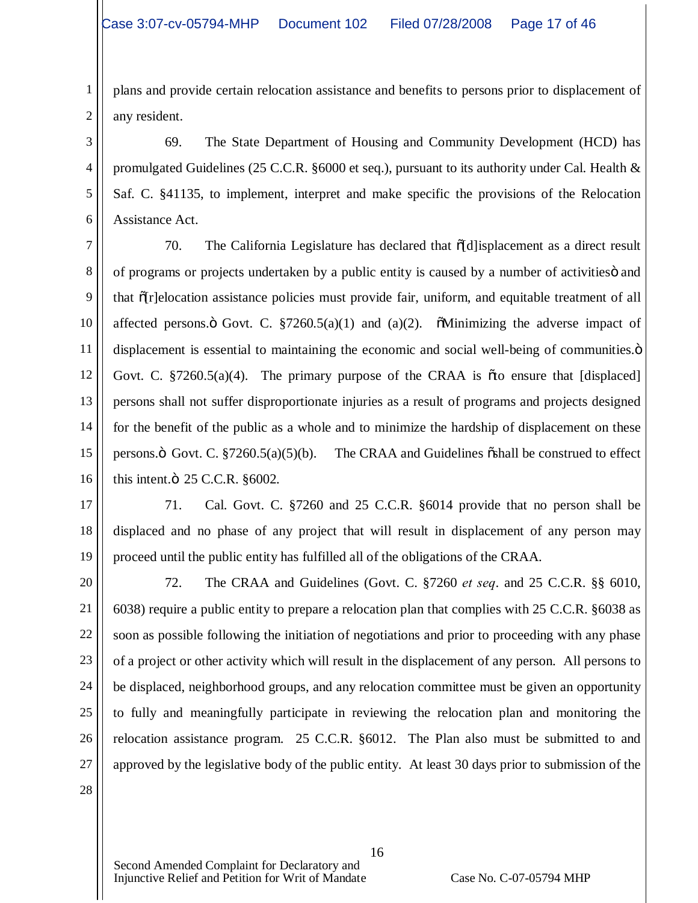plans and provide certain relocation assistance and benefits to persons prior to displacement of any resident.

69. The State Department of Housing and Community Development (HCD) has promulgated Guidelines (25 C.C.R. §6000 et seq.), pursuant to its authority under Cal. Health & Saf. C. §41135, to implement, interpret and make specific the provisions of the Relocation Assistance Act.

70. The California Legislature has declared that "[d]isplacement as a direct result of programs or projects undertaken by a public entity is caused by a number of activities" and that "[r]elocation assistance policies must provide fair, uniform, and equitable treatment of all affected persons." Govt. C. §7260.5(a)(1) and (a)(2). "Minimizing the adverse impact of displacement is essential to maintaining the economic and social well-being of communities." Govt. C. §7260.5(a)(4). The primary purpose of the CRAA is "to ensure that [displaced] persons shall not suffer disproportionate injuries as a result of programs and projects designed for the benefit of the public as a whole and to minimize the hardship of displacement on these persons." Govt. C. §7260.5(a)(5)(b). The CRAA and Guidelines "shall be construed to effect this intent." 25 C.C.R. §6002.

71. Cal. Govt. C. §7260 and 25 C.C.R. §6014 provide that no person shall be displaced and no phase of any project that will result in displacement of any person may proceed until the public entity has fulfilled all of the obligations of the CRAA.

72. The CRAA and Guidelines (Govt. C. §7260 *et seq*. and 25 C.C.R. §§ 6010, 6038) require a public entity to prepare a relocation plan that complies with 25 C.C.R. §6038 as soon as possible following the initiation of negotiations and prior to proceeding with any phase of a project or other activity which will result in the displacement of any person. All persons to be displaced, neighborhood groups, and any relocation committee must be given an opportunity to fully and meaningfully participate in reviewing the relocation plan and monitoring the relocation assistance program. 25 C.C.R. §6012. The Plan also must be submitted to and approved by the legislative body of the public entity. At least 30 days prior to submission of the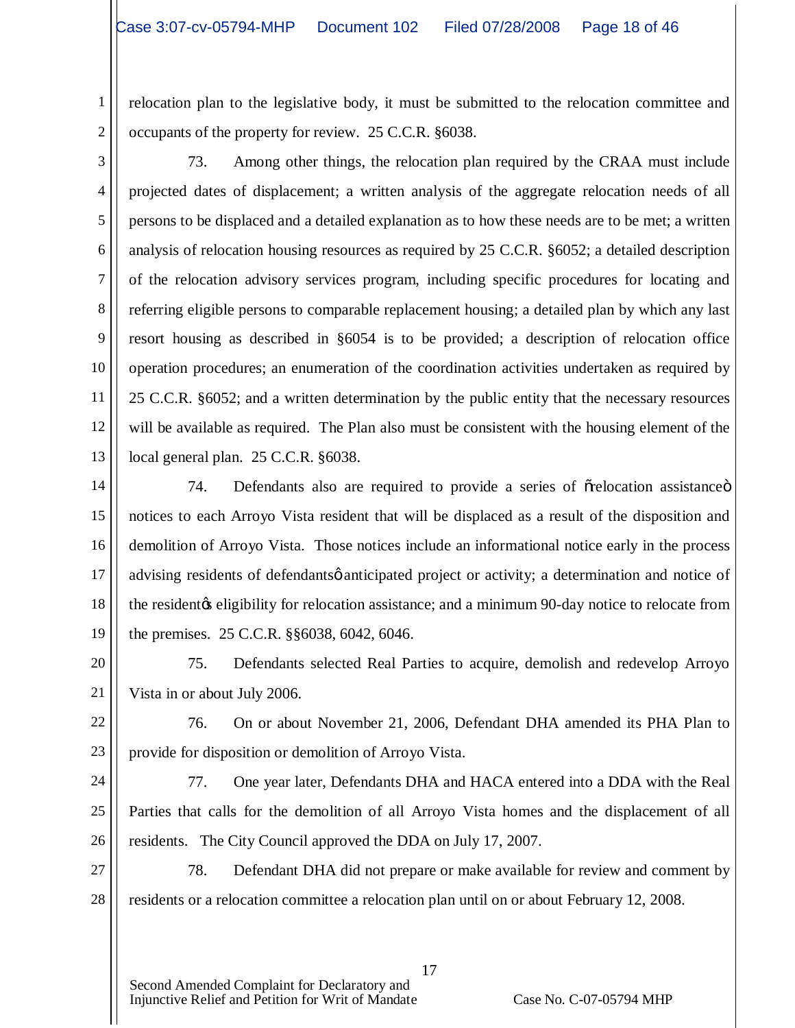relocation plan to the legislative body, it must be submitted to the relocation committee and occupants of the property for review. 25 C.C.R. §6038.

73. Among other things, the relocation plan required by the CRAA must include projected dates of displacement; a written analysis of the aggregate relocation needs of all persons to be displaced and a detailed explanation as to how these needs are to be met; a written analysis of relocation housing resources as required by 25 C.C.R. §6052; a detailed description of the relocation advisory services program, including specific procedures for locating and referring eligible persons to comparable replacement housing; a detailed plan by which any last resort housing as described in §6054 is to be provided; a description of relocation office operation procedures; an enumeration of the coordination activities undertaken as required by 25 C.C.R. §6052; and a written determination by the public entity that the necessary resources will be available as required. The Plan also must be consistent with the housing element of the local general plan. 25 C.C.R. §6038.

74. Defendants also are required to provide a series of "relocation assistance" notices to each Arroyo Vista resident that will be displaced as a result of the disposition and demolition of Arroyo Vista. Those notices include an informational notice early in the process advising residents of defendants' anticipated project or activity; a determination and notice of the resident's eligibility for relocation assistance; and a minimum 90-day notice to relocate from the premises. 25 C.C.R. §§6038, 6042, 6046.

75. Defendants selected Real Parties to acquire, demolish and redevelop Arroyo Vista in or about July 2006.

76. On or about November 21, 2006, Defendant DHA amended its PHA Plan to provide for disposition or demolition of Arroyo Vista.

77. One year later, Defendants DHA and HACA entered into a DDA with the Real Parties that calls for the demolition of all Arroyo Vista homes and the displacement of all residents. The City Council approved the DDA on July 17, 2007.

78. Defendant DHA did not prepare or make available for review and comment by residents or a relocation committee a relocation plan until on or about February 12, 2008.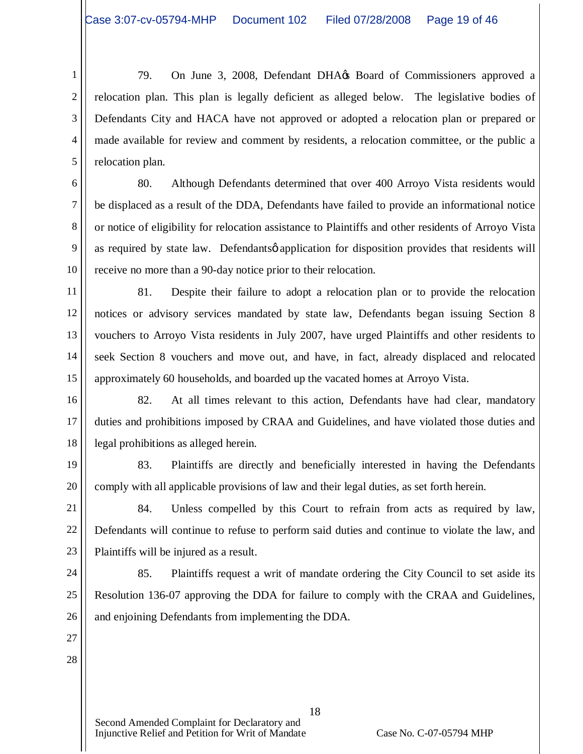79. On June 3, 2008, Defendant DHA's Board of Commissioners approved a relocation plan. This plan is legally deficient as alleged below. The legislative bodies of Defendants City and HACA have not approved or adopted a relocation plan or prepared or made available for review and comment by residents, a relocation committee, or the public a relocation plan.

80. Although Defendants determined that over 400 Arroyo Vista residents would be displaced as a result of the DDA, Defendants have failed to provide an informational notice or notice of eligibility for relocation assistance to Plaintiffs and other residents of Arroyo Vista as required by state law. Defendants' application for disposition provides that residents will receive no more than a 90-day notice prior to their relocation.

81. Despite their failure to adopt a relocation plan or to provide the relocation notices or advisory services mandated by state law, Defendants began issuing Section 8 vouchers to Arroyo Vista residents in July 2007, have urged Plaintiffs and other residents to seek Section 8 vouchers and move out, and have, in fact, already displaced and relocated approximately 60 households, and boarded up the vacated homes at Arroyo Vista.

82. At all times relevant to this action, Defendants have had clear, mandatory duties and prohibitions imposed by CRAA and Guidelines, and have violated those duties and legal prohibitions as alleged herein.

83. Plaintiffs are directly and beneficially interested in having the Defendants comply with all applicable provisions of law and their legal duties, as set forth herein.

84. Unless compelled by this Court to refrain from acts as required by law, Defendants will continue to refuse to perform said duties and continue to violate the law, and Plaintiffs will be injured as a result.

85. Plaintiffs request a writ of mandate ordering the City Council to set aside its Resolution 136-07 approving the DDA for failure to comply with the CRAA and Guidelines, and enjoining Defendants from implementing the DDA.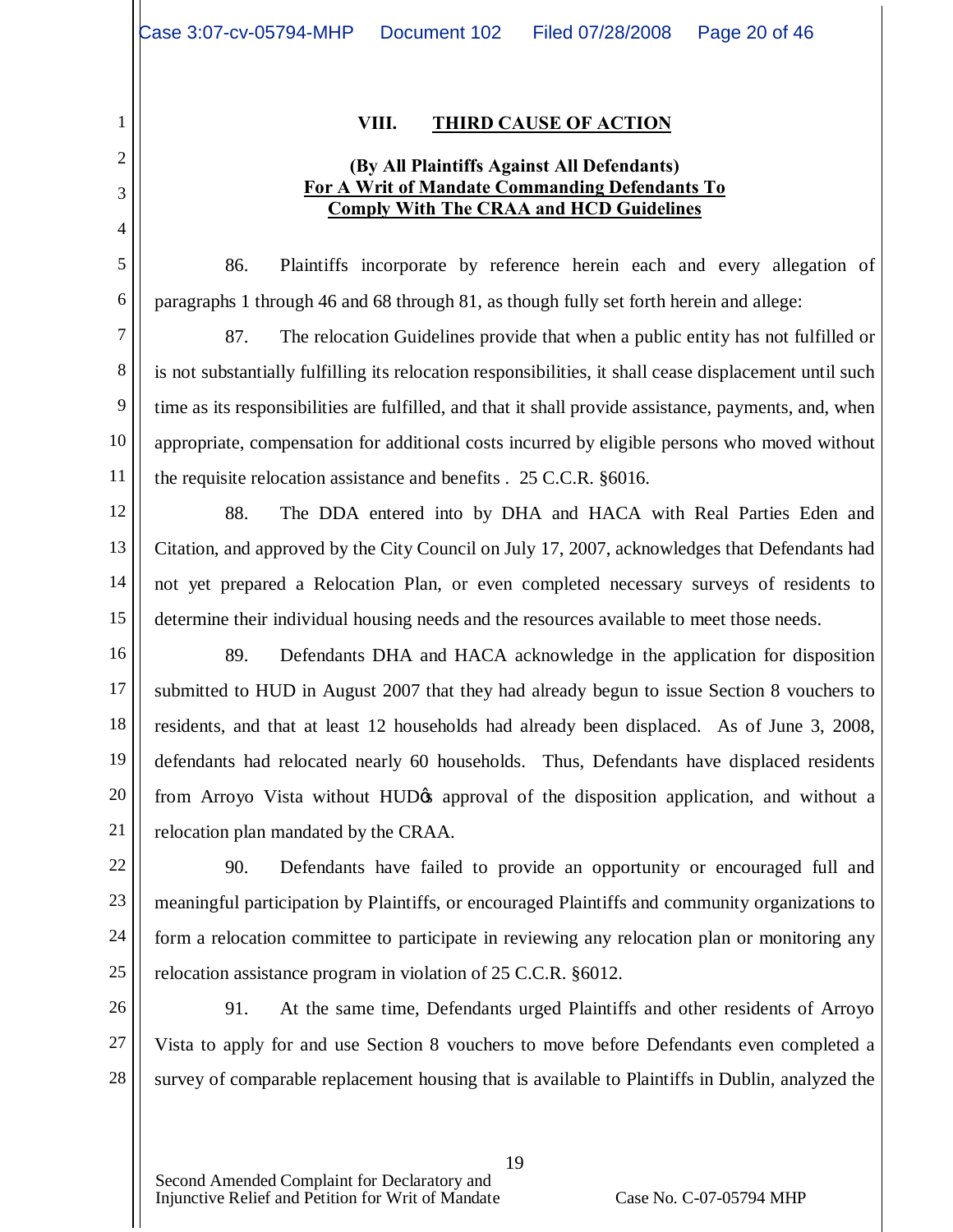## VIII. THIRD CAUSE OF ACTION

**(By All Plaintiffs Against All Defendants)**
**For A Writ of Mandate Commanding Defendants To Comply With The CRAA and HCD Guidelines**

86. Plaintiffs incorporate by reference herein each and every allegation of paragraphs 1 through 46 and 68 through 81, as though fully set forth herein and allege:

87. The relocation Guidelines provide that when a public entity has not fulfilled or is not substantially fulfilling its relocation responsibilities, it shall cease displacement until such time as its responsibilities are fulfilled, and that it shall provide assistance, payments, and, when appropriate, compensation for additional costs incurred by eligible persons who moved without the requisite relocation assistance and benefits . 25 C.C.R. §6016.

88. The DDA entered into by DHA and HACA with Real Parties Eden and Citation, and approved by the City Council on July 17, 2007, acknowledges that Defendants had not yet prepared a Relocation Plan, or even completed necessary surveys of residents to determine their individual housing needs and the resources available to meet those needs.

89. Defendants DHA and HACA acknowledge in the application for disposition submitted to HUD in August 2007 that they had already begun to issue Section 8 vouchers to residents, and that at least 12 households had already been displaced. As of June 3, 2008, defendants had relocated nearly 60 households. Thus, Defendants have displaced residents from Arroyo Vista without HUD's approval of the disposition application, and without a relocation plan mandated by the CRAA.

90. Defendants have failed to provide an opportunity or encouraged full and meaningful participation by Plaintiffs, or encouraged Plaintiffs and community organizations to form a relocation committee to participate in reviewing any relocation plan or monitoring any relocation assistance program in violation of 25 C.C.R. §6012.

91. At the same time, Defendants urged Plaintiffs and other residents of Arroyo Vista to apply for and use Section 8 vouchers to move before Defendants even completed a survey of comparable replacement housing that is available to Plaintiffs in Dublin, analyzed the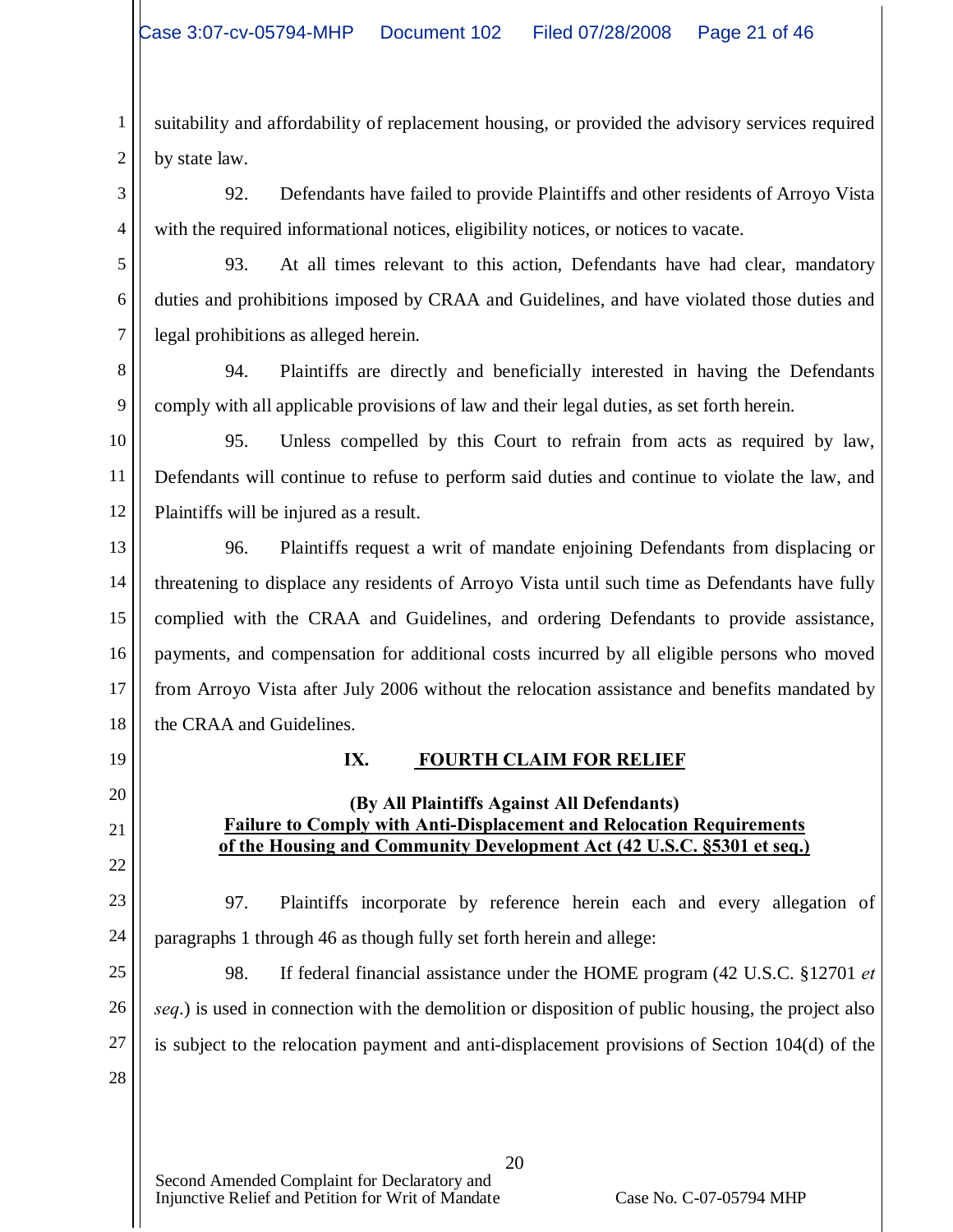suitability and affordability of replacement housing, or provided the advisory services required by state law.

92. Defendants have failed to provide Plaintiffs and other residents of Arroyo Vista with the required informational notices, eligibility notices, or notices to vacate.

93. At all times relevant to this action, Defendants have had clear, mandatory duties and prohibitions imposed by CRAA and Guidelines, and have violated those duties and legal prohibitions as alleged herein.

94. Plaintiffs are directly and beneficially interested in having the Defendants comply with all applicable provisions of law and their legal duties, as set forth herein.

95. Unless compelled by this Court to refrain from acts as required by law, Defendants will continue to refuse to perform said duties and continue to violate the law, and Plaintiffs will be injured as a result.

96. Plaintiffs request a writ of mandate enjoining Defendants from displacing or threatening to displace any residents of Arroyo Vista until such time as Defendants have fully complied with the CRAA and Guidelines, and ordering Defendants to provide assistance, payments, and compensation for additional costs incurred by all eligible persons who moved from Arroyo Vista after July 2006 without the relocation assistance and benefits mandated by the CRAA and Guidelines.

## IX. FOURTH CLAIM FOR RELIEF

**(By All Plaintiffs Against All Defendants)**
**Failure to Comply with Anti-Displacement and Relocation Requirements of the Housing and Community Development Act (42 U.S.C. §5301 et seq.)**

97. Plaintiffs incorporate by reference herein each and every allegation of paragraphs 1 through 46 as though fully set forth herein and allege:

98. If federal financial assistance under the HOME program (42 U.S.C. §12701 *et seq*.) is used in connection with the demolition or disposition of public housing, the project also is subject to the relocation payment and anti-displacement provisions of Section 104(d) of the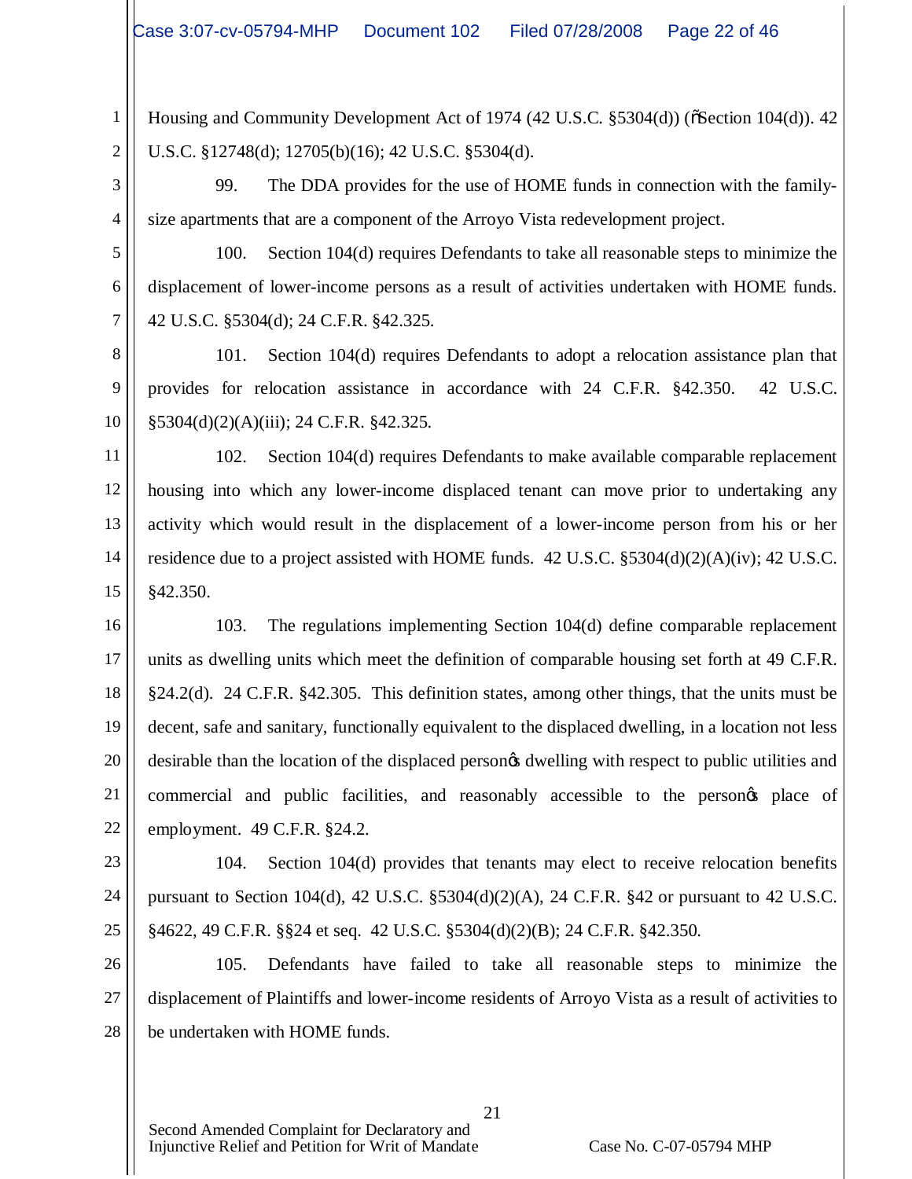Housing and Community Development Act of 1974 (42 U.S.C. §5304(d)) ("Section 104(d)). 42 U.S.C. §12748(d); 12705(b)(16); 42 U.S.C. §5304(d).

99. The DDA provides for the use of HOME funds in connection with the family-size apartments that are a component of the Arroyo Vista redevelopment project.

100. Section 104(d) requires Defendants to take all reasonable steps to minimize the displacement of lower-income persons as a result of activities undertaken with HOME funds. 42 U.S.C. §5304(d); 24 C.F.R. §42.325.

101. Section 104(d) requires Defendants to adopt a relocation assistance plan that provides for relocation assistance in accordance with 24 C.F.R. §42.350. 42 U.S.C. §5304(d)(2)(A)(iii); 24 C.F.R. §42.325.

102. Section 104(d) requires Defendants to make available comparable replacement housing into which any lower-income displaced tenant can move prior to undertaking any activity which would result in the displacement of a lower-income person from his or her residence due to a project assisted with HOME funds. 42 U.S.C. §5304(d)(2)(A)(iv); 42 U.S.C. §42.350.

103. The regulations implementing Section 104(d) define comparable replacement units as dwelling units which meet the definition of comparable housing set forth at 49 C.F.R. §24.2(d). 24 C.F.R. §42.305. This definition states, among other things, that the units must be decent, safe and sanitary, functionally equivalent to the displaced dwelling, in a location not less desirable than the location of the displaced person's dwelling with respect to public utilities and commercial and public facilities, and reasonably accessible to the person's place of employment. 49 C.F.R. §24.2.

104. Section 104(d) provides that tenants may elect to receive relocation benefits pursuant to Section 104(d), 42 U.S.C. §5304(d)(2)(A), 24 C.F.R. §42 or pursuant to 42 U.S.C. §4622, 49 C.F.R. §§24 et seq. 42 U.S.C. §5304(d)(2)(B); 24 C.F.R. §42.350.

105. Defendants have failed to take all reasonable steps to minimize the displacement of Plaintiffs and lower-income residents of Arroyo Vista as a result of activities to be undertaken with HOME funds.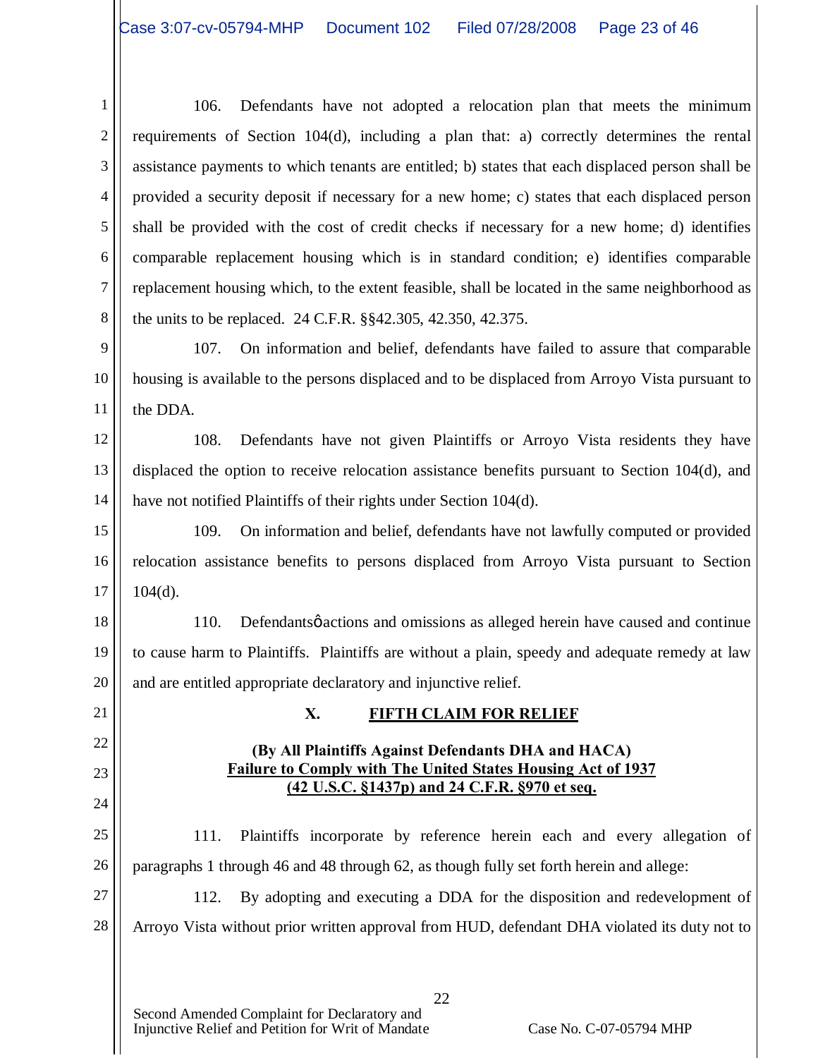106. Defendants have not adopted a relocation plan that meets the minimum requirements of Section 104(d), including a plan that: a) correctly determines the rental assistance payments to which tenants are entitled; b) states that each displaced person shall be provided a security deposit if necessary for a new home; c) states that each displaced person shall be provided with the cost of credit checks if necessary for a new home; d) identifies comparable replacement housing which is in standard condition; e) identifies comparable replacement housing which, to the extent feasible, shall be located in the same neighborhood as the units to be replaced. 24 C.F.R. §§42.305, 42.350, 42.375.

107. On information and belief, defendants have failed to assure that comparable housing is available to the persons displaced and to be displaced from Arroyo Vista pursuant to the DDA.

108. Defendants have not given Plaintiffs or Arroyo Vista residents they have displaced the option to receive relocation assistance benefits pursuant to Section 104(d), and have not notified Plaintiffs of their rights under Section 104(d).

109. On information and belief, defendants have not lawfully computed or provided relocation assistance benefits to persons displaced from Arroyo Vista pursuant to Section 104(d).

110. Defendantsø actions and omissions as alleged herein have caused and continue to cause harm to Plaintiffs. Plaintiffs are without a plain, speedy and adequate remedy at law and are entitled appropriate declaratory and injunctive relief.

## X. FIFTH CLAIM FOR RELIEF

**(By All Plaintiffs Against Defendants DHA and HACA)**
**Failure to Comply with The United States Housing Act of 1937 (42 U.S.C. §1437p) and 24 C.F.R. §970 et seq.**

111. Plaintiffs incorporate by reference herein each and every allegation of paragraphs 1 through 46 and 48 through 62, as though fully set forth herein and allege:

112. By adopting and executing a DDA for the disposition and redevelopment of Arroyo Vista without prior written approval from HUD, defendant DHA violated its duty not to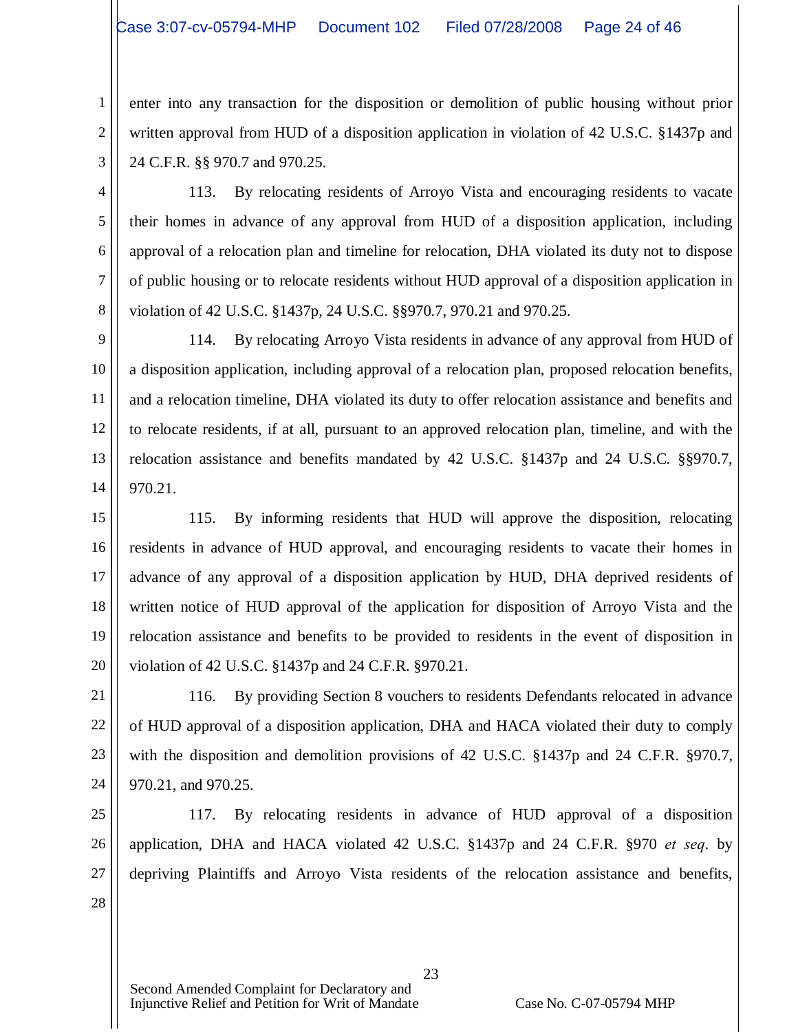enter into any transaction for the disposition or demolition of public housing without prior written approval from HUD of a disposition application in violation of 42 U.S.C. §1437p and 24 C.F.R. §§ 970.7 and 970.25.

113. By relocating residents of Arroyo Vista and encouraging residents to vacate their homes in advance of any approval from HUD of a disposition application, including approval of a relocation plan and timeline for relocation, DHA violated its duty not to dispose of public housing or to relocate residents without HUD approval of a disposition application in violation of 42 U.S.C. §1437p, 24 U.S.C. §§970.7, 970.21 and 970.25.

114. By relocating Arroyo Vista residents in advance of any approval from HUD of a disposition application, including approval of a relocation plan, proposed relocation benefits, and a relocation timeline, DHA violated its duty to offer relocation assistance and benefits and to relocate residents, if at all, pursuant to an approved relocation plan, timeline, and with the relocation assistance and benefits mandated by 42 U.S.C. §1437p and 24 U.S.C. §§970.7, 970.21.

115. By informing residents that HUD will approve the disposition, relocating residents in advance of HUD approval, and encouraging residents to vacate their homes in advance of any approval of a disposition application by HUD, DHA deprived residents of written notice of HUD approval of the application for disposition of Arroyo Vista and the relocation assistance and benefits to be provided to residents in the event of disposition in violation of 42 U.S.C. §1437p and 24 C.F.R. §970.21.

116. By providing Section 8 vouchers to residents Defendants relocated in advance of HUD approval of a disposition application, DHA and HACA violated their duty to comply with the disposition and demolition provisions of 42 U.S.C. §1437p and 24 C.F.R. §970.7, 970.21, and 970.25.

117. By relocating residents in advance of HUD approval of a disposition application, DHA and HACA violated 42 U.S.C. §1437p and 24 C.F.R. §970 *et seq*. by depriving Plaintiffs and Arroyo Vista residents of the relocation assistance and benefits,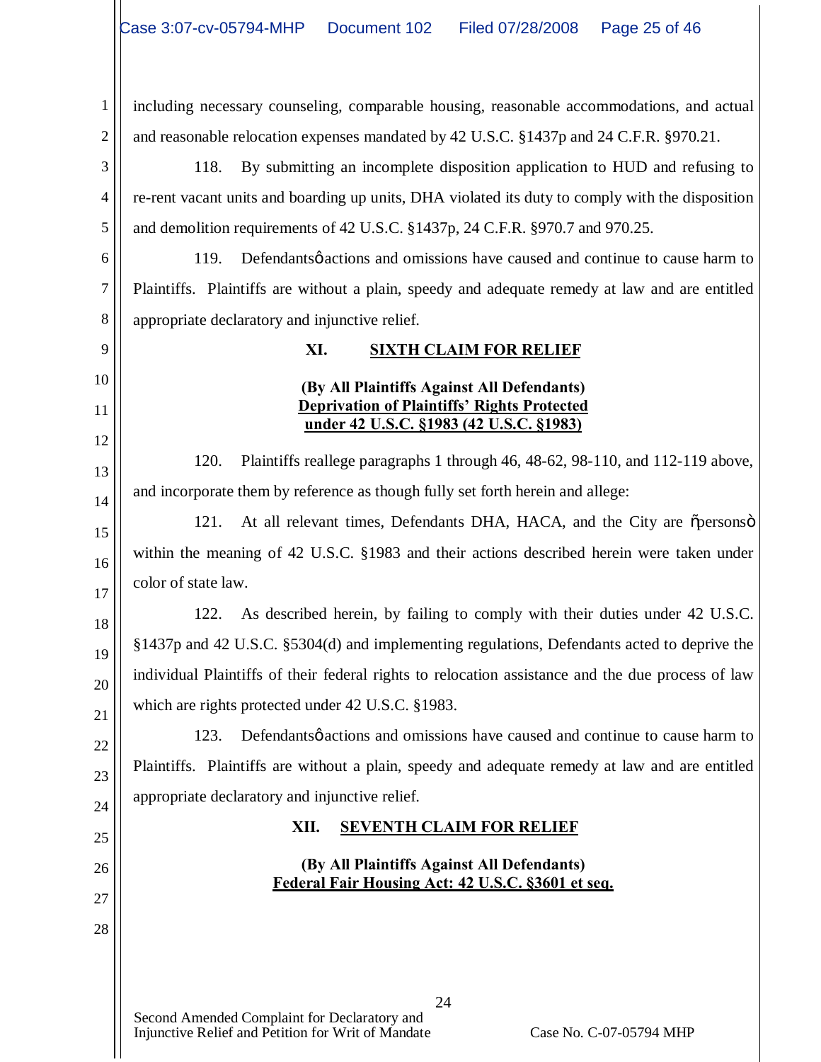including necessary counseling, comparable housing, reasonable accommodations, and actual and reasonable relocation expenses mandated by 42 U.S.C. §1437p and 24 C.F.R. §970.21.

118. By submitting an incomplete disposition application to HUD and refusing to re-rent vacant units and boarding up units, DHA violated its duty to comply with the disposition and demolition requirements of 42 U.S.C. §1437p, 24 C.F.R. §970.7 and 970.25.

119. Defendants' actions and omissions have caused and continue to cause harm to Plaintiffs. Plaintiffs are without a plain, speedy and adequate remedy at law and are entitled appropriate declaratory and injunctive relief.

## XI. SIXTH CLAIM FOR RELIEF

**(By All Plaintiffs Against All Defendants)**
**Deprivation of Plaintiffs' Rights Protected under 42 U.S.C. §1983 (42 U.S.C. §1983)**

120. Plaintiffs reallege paragraphs 1 through 46, 48-62, 98-110, and 112-119 above, and incorporate them by reference as though fully set forth herein and allege:

121. At all relevant times, Defendants DHA, HACA, and the City are "persons" within the meaning of 42 U.S.C. §1983 and their actions described herein were taken under color of state law.

122. As described herein, by failing to comply with their duties under 42 U.S.C. §1437p and 42 U.S.C. §5304(d) and implementing regulations, Defendants acted to deprive the individual Plaintiffs of their federal rights to relocation assistance and the due process of law which are rights protected under 42 U.S.C. §1983.

123. Defendants' actions and omissions have caused and continue to cause harm to Plaintiffs. Plaintiffs are without a plain, speedy and adequate remedy at law and are entitled appropriate declaratory and injunctive relief.

## XII. SEVENTH CLAIM FOR RELIEF

**(By All Plaintiffs Against All Defendants)**
**Federal Fair Housing Act: 42 U.S.C. §3601 et seq.**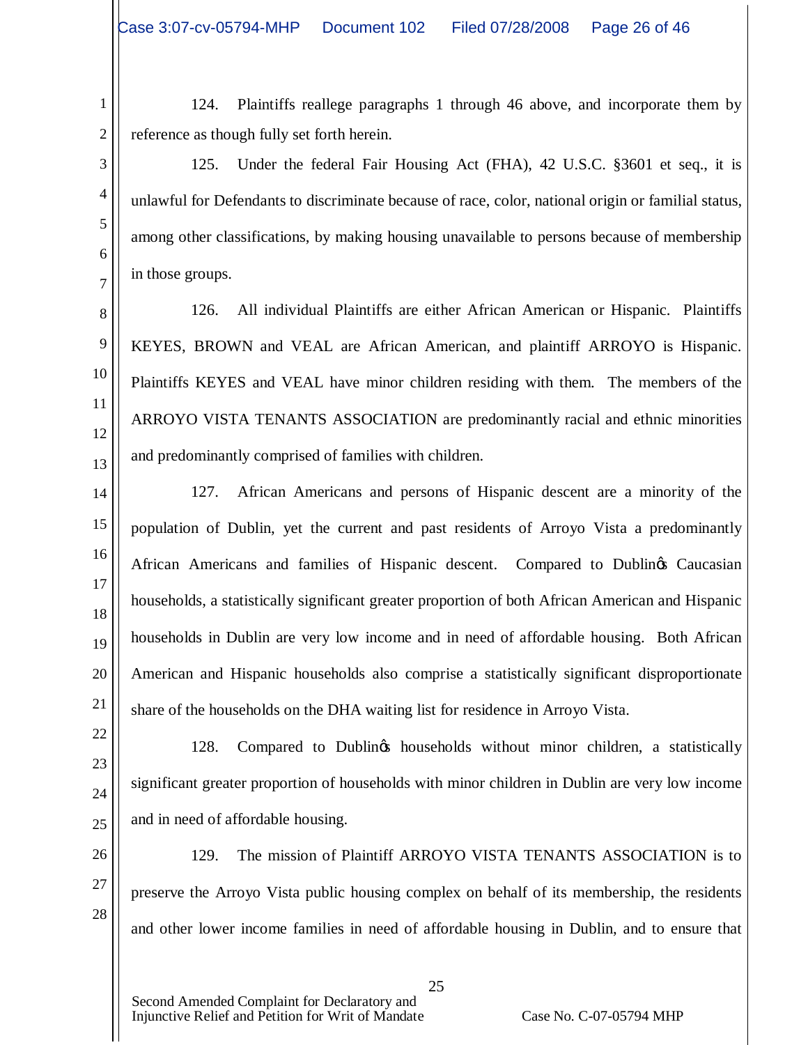124. Plaintiffs reallege paragraphs 1 through 46 above, and incorporate them by reference as though fully set forth herein.

125. Under the federal Fair Housing Act (FHA), 42 U.S.C. §3601 et seq., it is unlawful for Defendants to discriminate because of race, color, national origin or familial status, among other classifications, by making housing unavailable to persons because of membership in those groups.

126. All individual Plaintiffs are either African American or Hispanic. Plaintiffs KEYES, BROWN and VEAL are African American, and plaintiff ARROYO is Hispanic. Plaintiffs KEYES and VEAL have minor children residing with them. The members of the ARROYO VISTA TENANTS ASSOCIATION are predominantly racial and ethnic minorities and predominantly comprised of families with children.

127. African Americans and persons of Hispanic descent are a minority of the population of Dublin, yet the current and past residents of Arroyo Vista a predominantly African Americans and families of Hispanic descent. Compared to Dublin's Caucasian households, a statistically significant greater proportion of both African American and Hispanic households in Dublin are very low income and in need of affordable housing. Both African American and Hispanic households also comprise a statistically significant disproportionate share of the households on the DHA waiting list for residence in Arroyo Vista.

128. Compared to Dublin's households without minor children, a statistically significant greater proportion of households with minor children in Dublin are very low income and in need of affordable housing.

129. The mission of Plaintiff ARROYO VISTA TENANTS ASSOCIATION is to preserve the Arroyo Vista public housing complex on behalf of its membership, the residents and other lower income families in need of affordable housing in Dublin, and to ensure that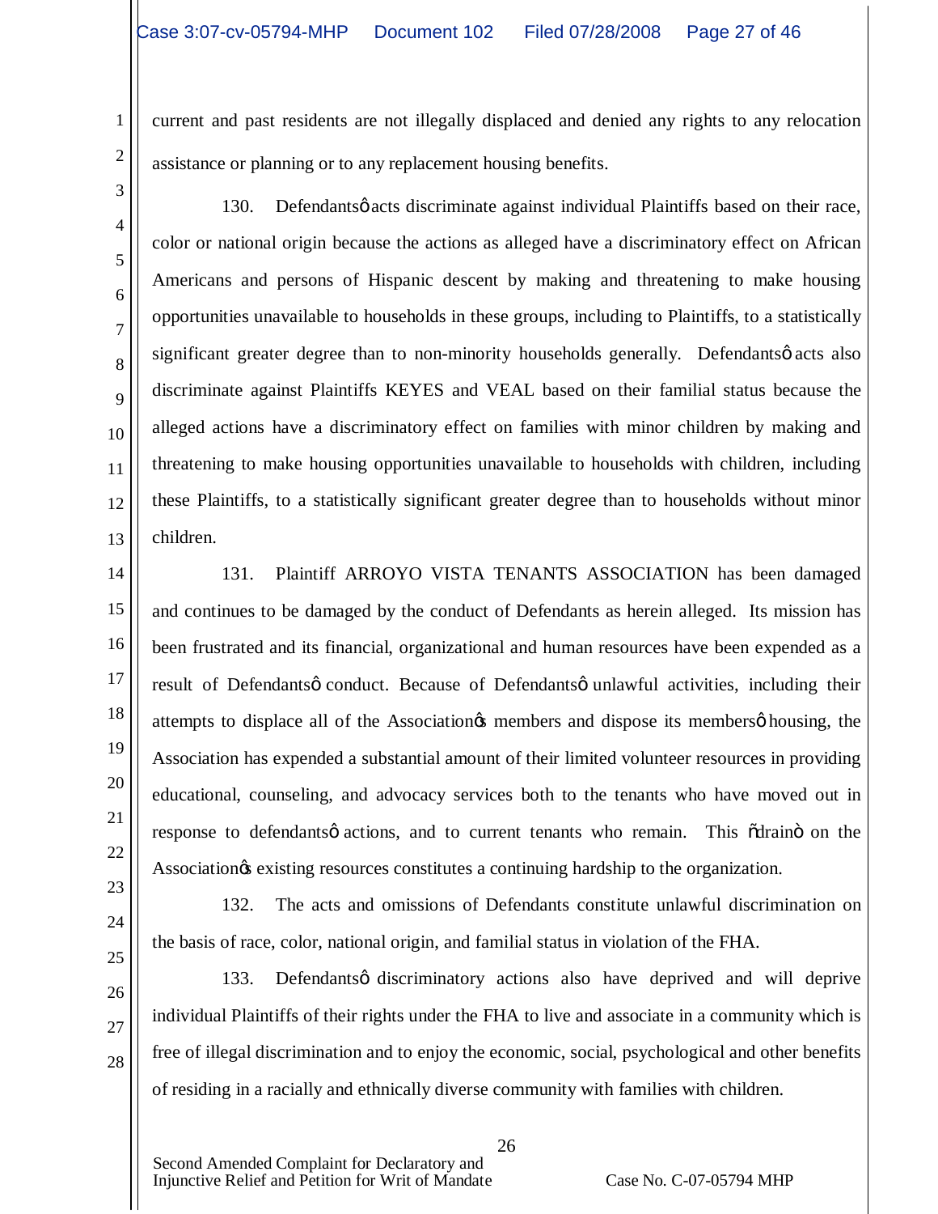current and past residents are not illegally displaced and denied any rights to any relocation assistance or planning or to any replacement housing benefits.

130. Defendantsø acts discriminate against individual Plaintiffs based on their race, color or national origin because the actions as alleged have a discriminatory effect on African Americans and persons of Hispanic descent by making and threatening to make housing opportunities unavailable to households in these groups, including to Plaintiffs, to a statistically significant greater degree than to non-minority households generally. Defendantsø acts also discriminate against Plaintiffs KEYES and VEAL based on their familial status because the alleged actions have a discriminatory effect on families with minor children by making and threatening to make housing opportunities unavailable to households with children, including these Plaintiffs, to a statistically significant greater degree than to households without minor children.

131. Plaintiff ARROYO VISTA TENANTS ASSOCIATION has been damaged and continues to be damaged by the conduct of Defendants as herein alleged. Its mission has been frustrated and its financial, organizational and human resources have been expended as a result of Defendantsø conduct. Because of Defendantsø unlawful activities, including their attempts to displace all of the Associationøs members and dispose its membersø housing, the Association has expended a substantial amount of their limited volunteer resources in providing educational, counseling, and advocacy services both to the tenants who have moved out in response to defendantsø actions, and to current tenants who remain. This õdrainö on the Associationøs existing resources constitutes a continuing hardship to the organization.

132. The acts and omissions of Defendants constitute unlawful discrimination on the basis of race, color, national origin, and familial status in violation of the FHA.

133. Defendantsø discriminatory actions also have deprived and will deprive individual Plaintiffs of their rights under the FHA to live and associate in a community which is free of illegal discrimination and to enjoy the economic, social, psychological and other benefits of residing in a racially and ethnically diverse community with families with children.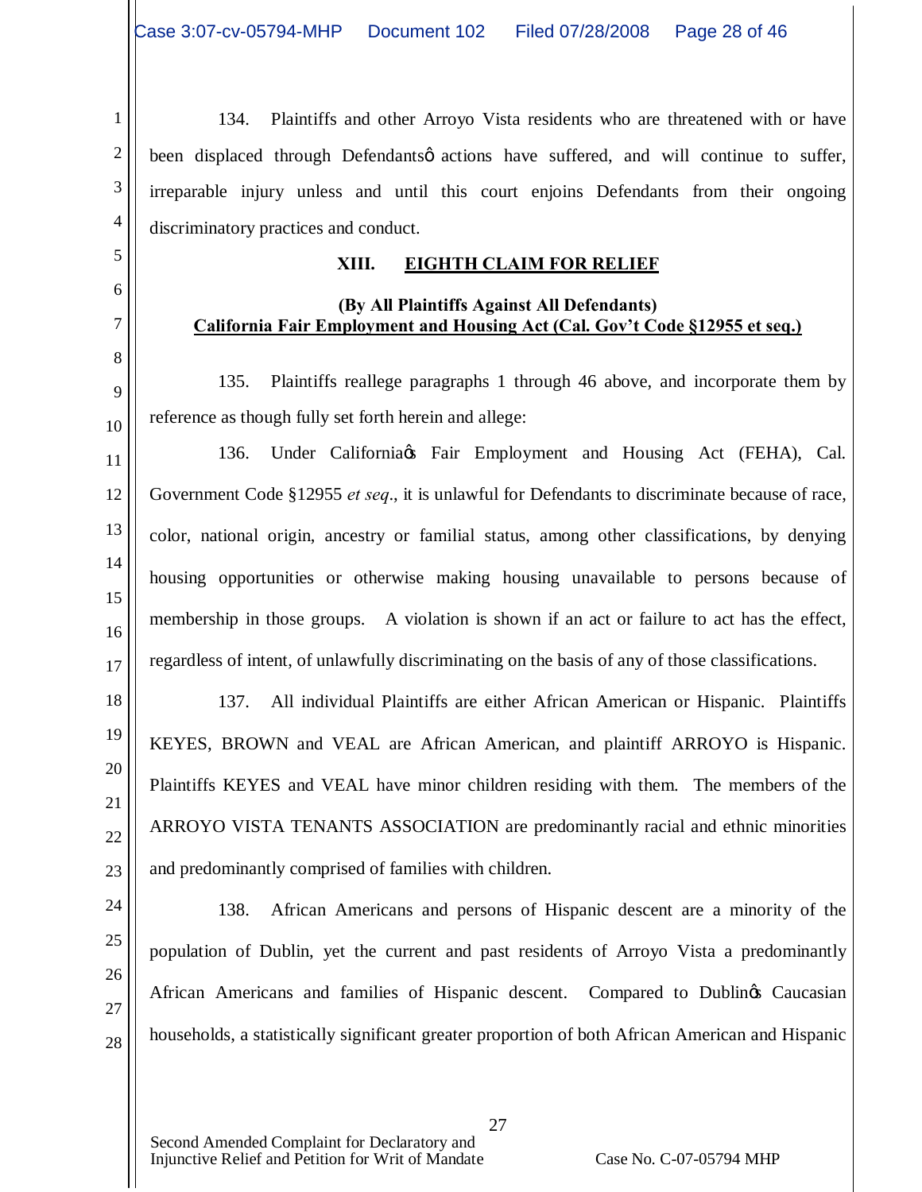134. Plaintiffs and other Arroyo Vista residents who are threatened with or have been displaced through Defendants' actions have suffered, and will continue to suffer, irreparable injury unless and until this court enjoins Defendants from their ongoing discriminatory practices and conduct.

## XIII. EIGHTH CLAIM FOR RELIEF

**(By All Plaintiffs Against All Defendants)**
**California Fair Employment and Housing Act (Cal. Gov't Code §12955 et seq.)**

135. Plaintiffs reallege paragraphs 1 through 46 above, and incorporate them by reference as though fully set forth herein and allege:

136. Under California's Fair Employment and Housing Act (FEHA), Cal. Government Code §12955 *et seq*., it is unlawful for Defendants to discriminate because of race, color, national origin, ancestry or familial status, among other classifications, by denying housing opportunities or otherwise making housing unavailable to persons because of membership in those groups. A violation is shown if an act or failure to act has the effect, regardless of intent, of unlawfully discriminating on the basis of any of those classifications.

137. All individual Plaintiffs are either African American or Hispanic. Plaintiffs KEYES, BROWN and VEAL are African American, and plaintiff ARROYO is Hispanic. Plaintiffs KEYES and VEAL have minor children residing with them. The members of the ARROYO VISTA TENANTS ASSOCIATION are predominantly racial and ethnic minorities and predominantly comprised of families with children.

138. African Americans and persons of Hispanic descent are a minority of the population of Dublin, yet the current and past residents of Arroyo Vista a predominantly African Americans and families of Hispanic descent. Compared to Dublin's Caucasian households, a statistically significant greater proportion of both African American and Hispanic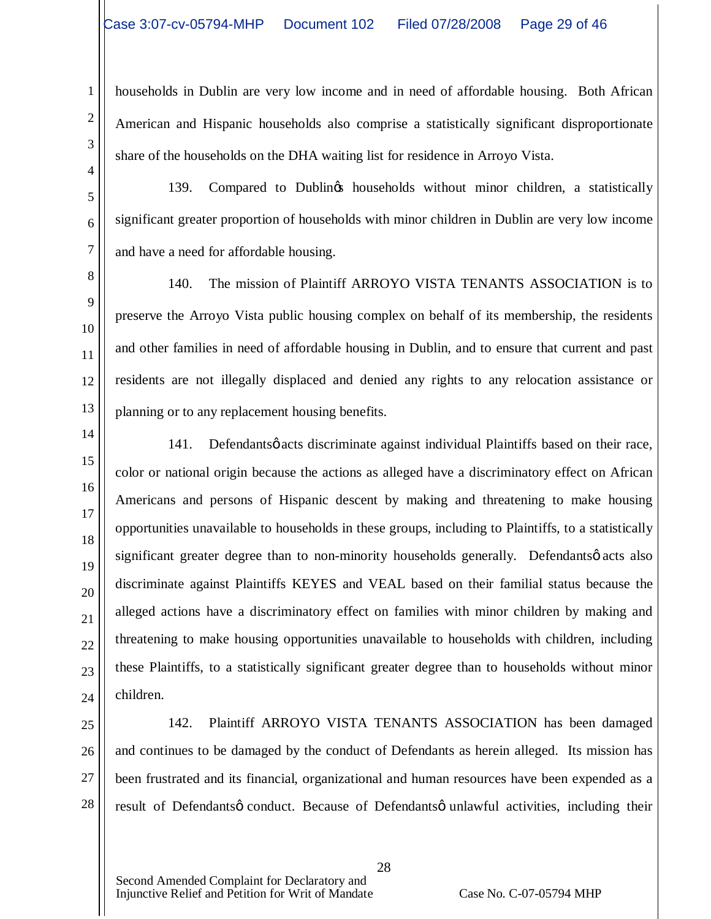households in Dublin are very low income and in need of affordable housing. Both African American and Hispanic households also comprise a statistically significant disproportionate share of the households on the DHA waiting list for residence in Arroyo Vista.

139. Compared to Dublin's households without minor children, a statistically significant greater proportion of households with minor children in Dublin are very low income and have a need for affordable housing.

140. The mission of Plaintiff ARROYO VISTA TENANTS ASSOCIATION is to preserve the Arroyo Vista public housing complex on behalf of its membership, the residents and other families in need of affordable housing in Dublin, and to ensure that current and past residents are not illegally displaced and denied any rights to any relocation assistance or planning or to any replacement housing benefits.

141. Defendants' acts discriminate against individual Plaintiffs based on their race, color or national origin because the actions as alleged have a discriminatory effect on African Americans and persons of Hispanic descent by making and threatening to make housing opportunities unavailable to households in these groups, including to Plaintiffs, to a statistically significant greater degree than to non-minority households generally. Defendants' acts also discriminate against Plaintiffs KEYES and VEAL based on their familial status because the alleged actions have a discriminatory effect on families with minor children by making and threatening to make housing opportunities unavailable to households with children, including these Plaintiffs, to a statistically significant greater degree than to households without minor children.

142. Plaintiff ARROYO VISTA TENANTS ASSOCIATION has been damaged and continues to be damaged by the conduct of Defendants as herein alleged. Its mission has been frustrated and its financial, organizational and human resources have been expended as a result of Defendants' conduct. Because of Defendants' unlawful activities, including their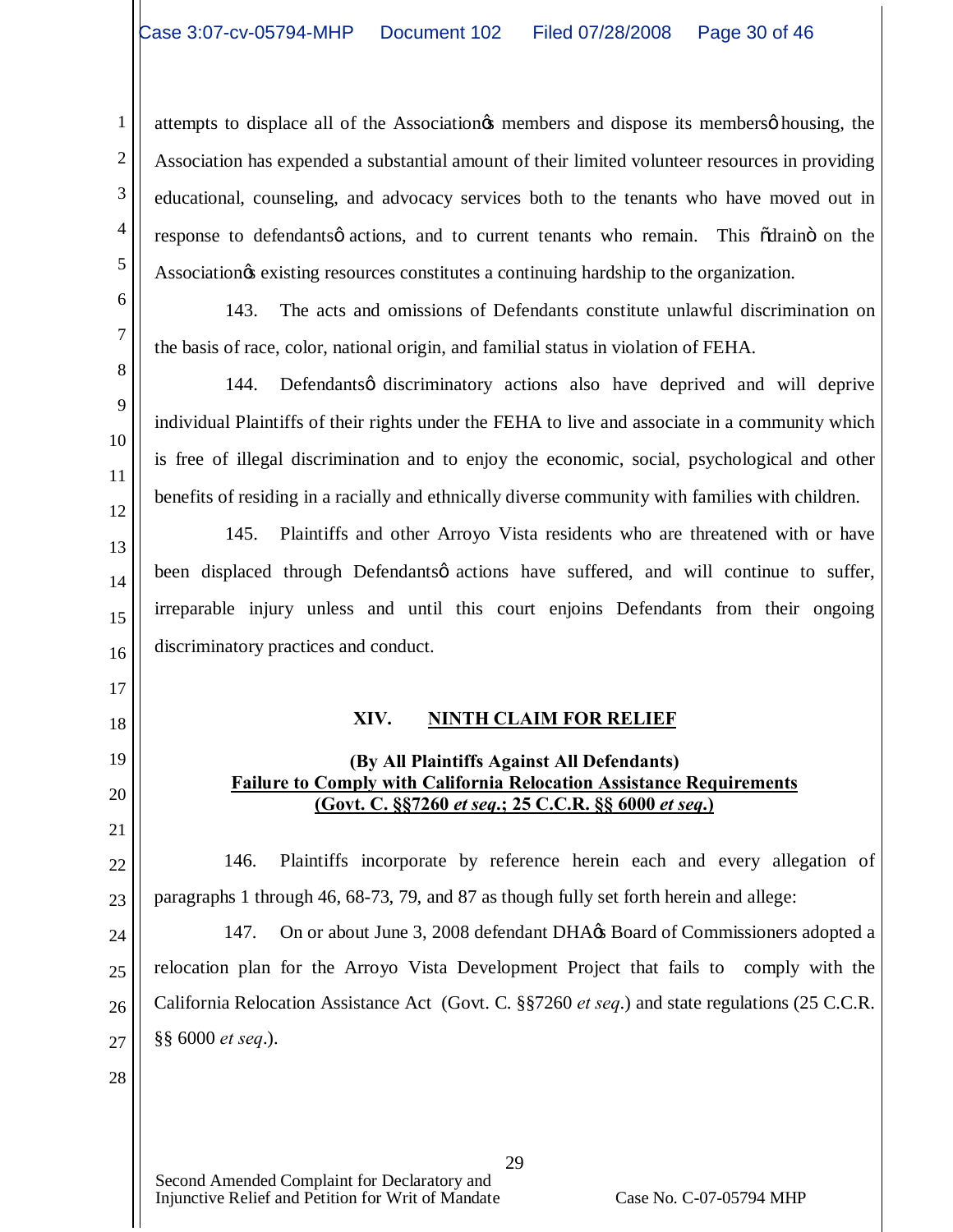attempts to displace all of the Association's members and dispose its members' housing, the Association has expended a substantial amount of their limited volunteer resources in providing educational, counseling, and advocacy services both to the tenants who have moved out in response to defendants' actions, and to current tenants who remain. This "drain" on the Association's existing resources constitutes a continuing hardship to the organization.

143. The acts and omissions of Defendants constitute unlawful discrimination on the basis of race, color, national origin, and familial status in violation of FEHA.

144. Defendants' discriminatory actions also have deprived and will deprive individual Plaintiffs of their rights under the FEHA to live and associate in a community which is free of illegal discrimination and to enjoy the economic, social, psychological and other benefits of residing in a racially and ethnically diverse community with families with children.

145. Plaintiffs and other Arroyo Vista residents who are threatened with or have been displaced through Defendants' actions have suffered, and will continue to suffer, irreparable injury unless and until this court enjoins Defendants from their ongoing discriminatory practices and conduct.

## XIV. NINTH CLAIM FOR RELIEF

**(By All Plaintiffs Against All Defendants)**
**Failure to Comply with California Relocation Assistance Requirements**
**(Govt. C. §§7260 *et seq.*; 25 C.C.R. §§ 6000 *et seq.*)**

146. Plaintiffs incorporate by reference herein each and every allegation of paragraphs 1 through 46, 68-73, 79, and 87 as though fully set forth herein and allege:

147. On or about June 3, 2008 defendant DHA's Board of Commissioners adopted a relocation plan for the Arroyo Vista Development Project that fails to comply with the California Relocation Assistance Act (Govt. C. §§7260 *et seq.*) and state regulations (25 C.C.R. §§ 6000 *et seq.*).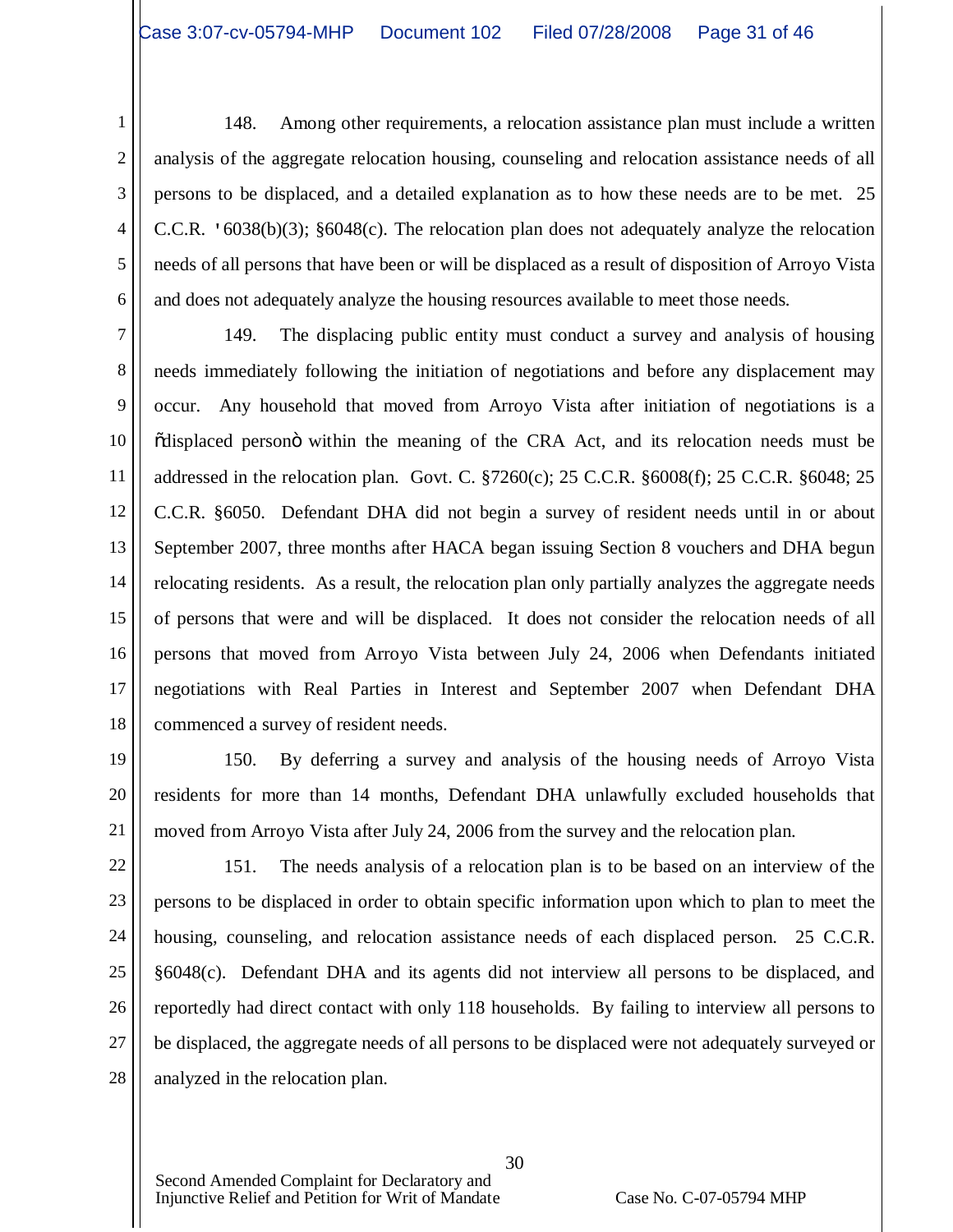148. Among other requirements, a relocation assistance plan must include a written analysis of the aggregate relocation housing, counseling and relocation assistance needs of all persons to be displaced, and a detailed explanation as to how these needs are to be met. 25 C.C.R. '6038(b)(3); §6048(c). The relocation plan does not adequately analyze the relocation needs of all persons that have been or will be displaced as a result of disposition of Arroyo Vista and does not adequately analyze the housing resources available to meet those needs.

149. The displacing public entity must conduct a survey and analysis of housing needs immediately following the initiation of negotiations and before any displacement may occur. Any household that moved from Arroyo Vista after initiation of negotiations is a õdisplaced personö within the meaning of the CRA Act, and its relocation needs must be addressed in the relocation plan. Govt. C. §7260(c); 25 C.C.R. §6008(f); 25 C.C.R. §6048; 25 C.C.R. §6050. Defendant DHA did not begin a survey of resident needs until in or about September 2007, three months after HACA began issuing Section 8 vouchers and DHA begun relocating residents. As a result, the relocation plan only partially analyzes the aggregate needs of persons that were and will be displaced. It does not consider the relocation needs of all persons that moved from Arroyo Vista between July 24, 2006 when Defendants initiated negotiations with Real Parties in Interest and September 2007 when Defendant DHA commenced a survey of resident needs.

150. By deferring a survey and analysis of the housing needs of Arroyo Vista residents for more than 14 months, Defendant DHA unlawfully excluded households that moved from Arroyo Vista after July 24, 2006 from the survey and the relocation plan.

151. The needs analysis of a relocation plan is to be based on an interview of the persons to be displaced in order to obtain specific information upon which to plan to meet the housing, counseling, and relocation assistance needs of each displaced person. 25 C.C.R. §6048(c). Defendant DHA and its agents did not interview all persons to be displaced, and reportedly had direct contact with only 118 households. By failing to interview all persons to be displaced, the aggregate needs of all persons to be displaced were not adequately surveyed or analyzed in the relocation plan.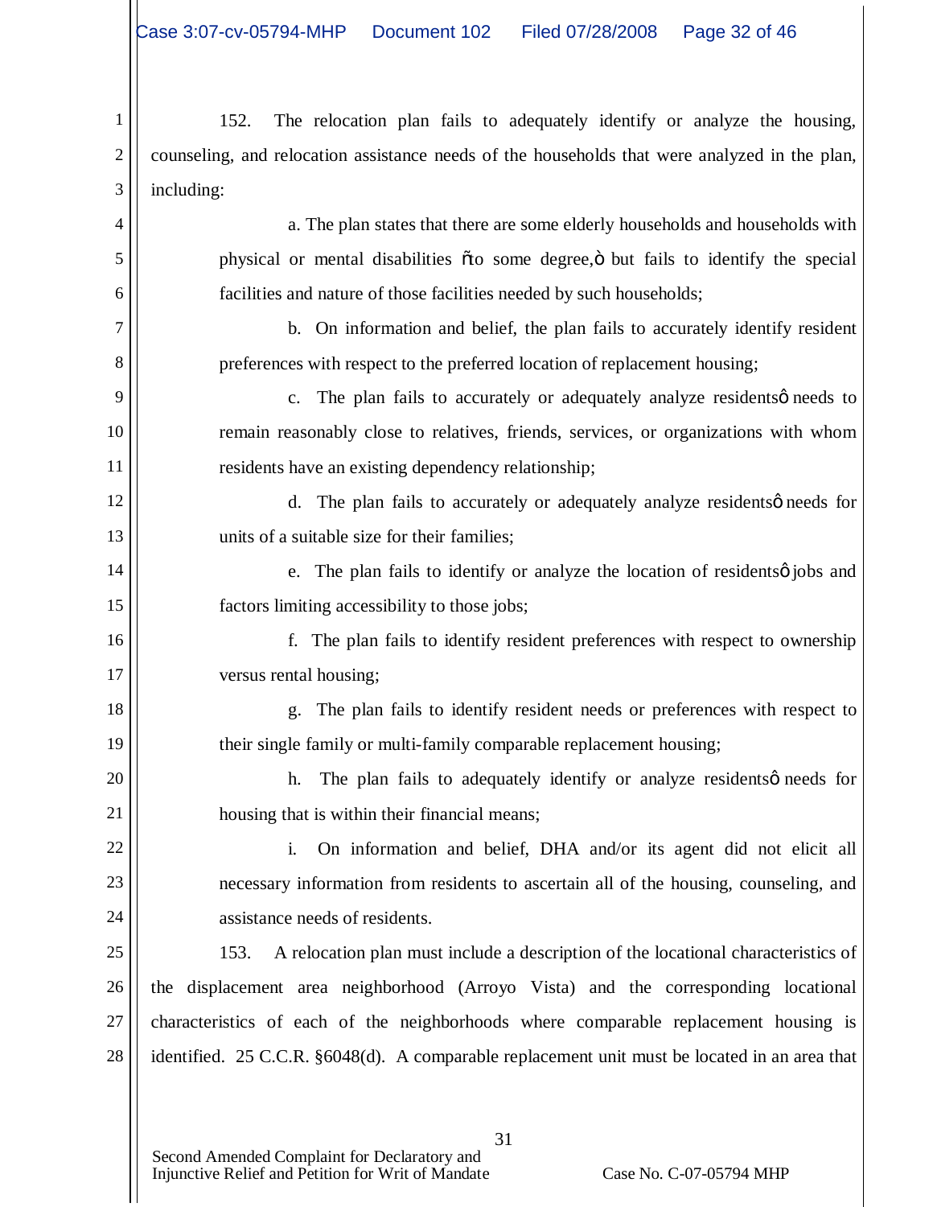152. The relocation plan fails to adequately identify or analyze the housing, counseling, and relocation assistance needs of the households that were analyzed in the plan, including:

a. The plan states that there are some elderly households and households with physical or mental disabilities "to some degree," but fails to identify the special facilities and nature of those facilities needed by such households;

b. On information and belief, the plan fails to accurately identify resident preferences with respect to the preferred location of replacement housing;

c. The plan fails to accurately or adequately analyze residents' needs to remain reasonably close to relatives, friends, services, or organizations with whom residents have an existing dependency relationship;

d. The plan fails to accurately or adequately analyze residents' needs for units of a suitable size for their families;

e. The plan fails to identify or analyze the location of residents' jobs and factors limiting accessibility to those jobs;

f. The plan fails to identify resident preferences with respect to ownership versus rental housing;

g. The plan fails to identify resident needs or preferences with respect to their single family or multi-family comparable replacement housing;

h. The plan fails to adequately identify or analyze residents' needs for housing that is within their financial means;

i. On information and belief, DHA and/or its agent did not elicit all necessary information from residents to ascertain all of the housing, counseling, and assistance needs of residents.

153. A relocation plan must include a description of the locational characteristics of the displacement area neighborhood (Arroyo Vista) and the corresponding locational characteristics of each of the neighborhoods where comparable replacement housing is identified. 25 C.C.R. §6048(d). A comparable replacement unit must be located in an area that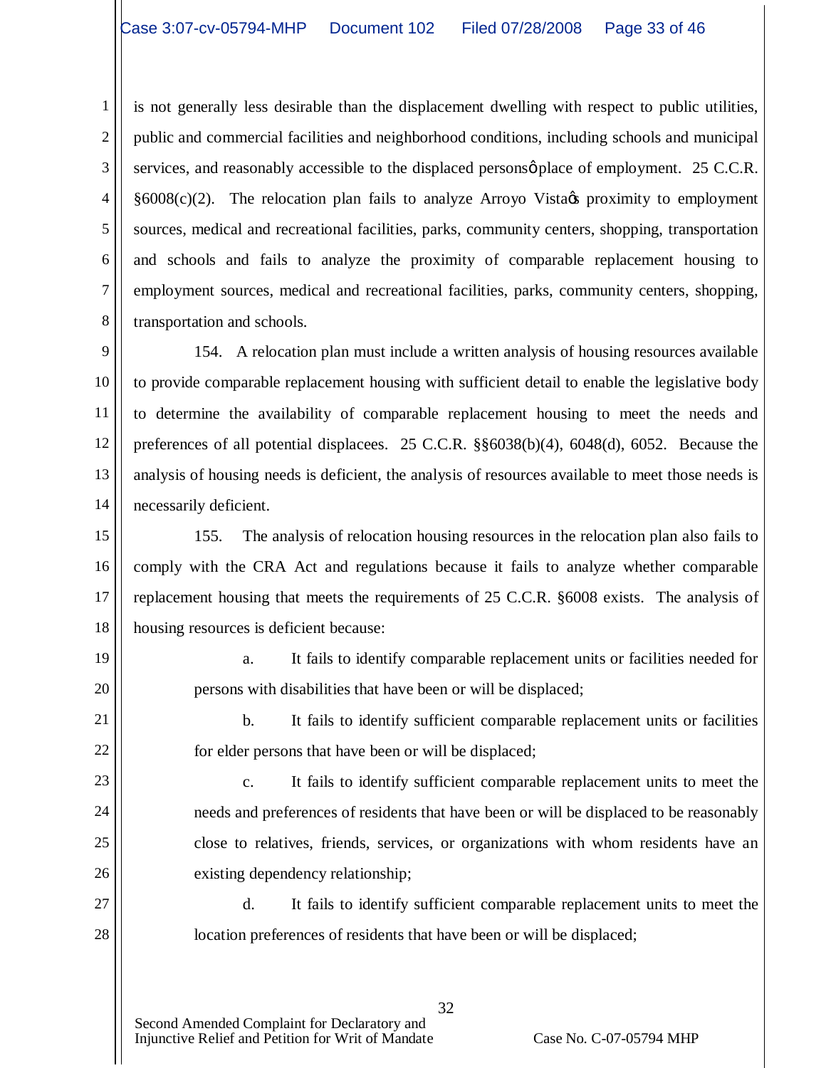is not generally less desirable than the displacement dwelling with respect to public utilities, public and commercial facilities and neighborhood conditions, including schools and municipal services, and reasonably accessible to the displaced persons' place of employment. 25 C.C.R. §6008(c)(2). The relocation plan fails to analyze Arroyo Vista's proximity to employment sources, medical and recreational facilities, parks, community centers, shopping, transportation and schools and fails to analyze the proximity of comparable replacement housing to employment sources, medical and recreational facilities, parks, community centers, shopping, transportation and schools.

154. A relocation plan must include a written analysis of housing resources available to provide comparable replacement housing with sufficient detail to enable the legislative body to determine the availability of comparable replacement housing to meet the needs and preferences of all potential displacees. 25 C.C.R. §§6038(b)(4), 6048(d), 6052. Because the analysis of housing needs is deficient, the analysis of resources available to meet those needs is necessarily deficient.

155. The analysis of relocation housing resources in the relocation plan also fails to comply with the CRA Act and regulations because it fails to analyze whether comparable replacement housing that meets the requirements of 25 C.C.R. §6008 exists. The analysis of housing resources is deficient because:

a. It fails to identify comparable replacement units or facilities needed for persons with disabilities that have been or will be displaced;

b. It fails to identify sufficient comparable replacement units or facilities for elder persons that have been or will be displaced;

c. It fails to identify sufficient comparable replacement units to meet the needs and preferences of residents that have been or will be displaced to be reasonably close to relatives, friends, services, or organizations with whom residents have an existing dependency relationship;

d. It fails to identify sufficient comparable replacement units to meet the location preferences of residents that have been or will be displaced;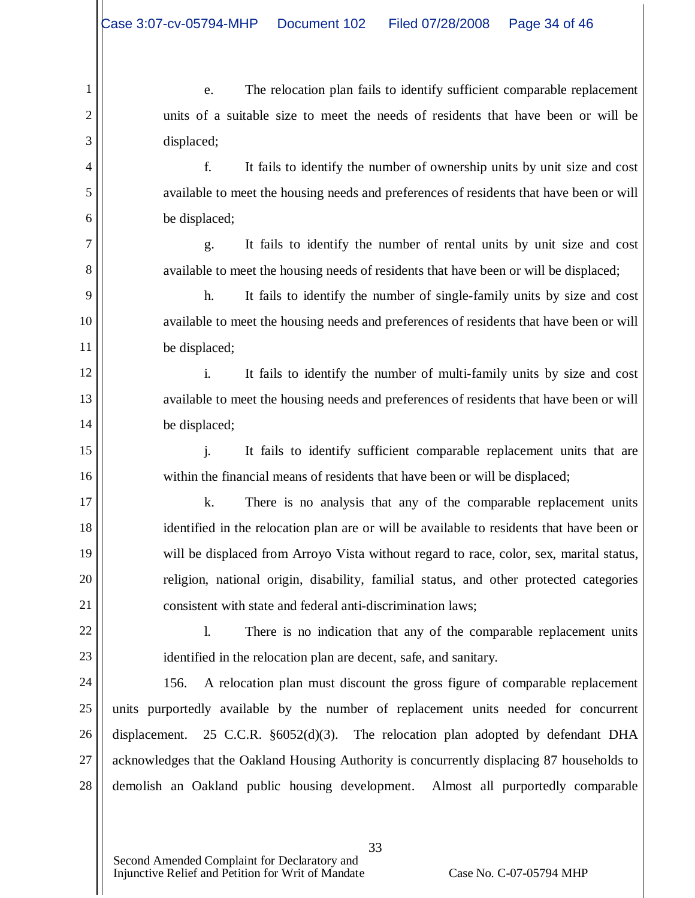e. The relocation plan fails to identify sufficient comparable replacement units of a suitable size to meet the needs of residents that have been or will be displaced;

f. It fails to identify the number of ownership units by unit size and cost available to meet the housing needs and preferences of residents that have been or will be displaced;

g. It fails to identify the number of rental units by unit size and cost available to meet the housing needs of residents that have been or will be displaced;

h. It fails to identify the number of single-family units by size and cost available to meet the housing needs and preferences of residents that have been or will be displaced;

i. It fails to identify the number of multi-family units by size and cost available to meet the housing needs and preferences of residents that have been or will be displaced;

j. It fails to identify sufficient comparable replacement units that are within the financial means of residents that have been or will be displaced;

k. There is no analysis that any of the comparable replacement units identified in the relocation plan are or will be available to residents that have been or will be displaced from Arroyo Vista without regard to race, color, sex, marital status, religion, national origin, disability, familial status, and other protected categories consistent with state and federal anti-discrimination laws;

l. There is no indication that any of the comparable replacement units identified in the relocation plan are decent, safe, and sanitary.

156. A relocation plan must discount the gross figure of comparable replacement units purportedly available by the number of replacement units needed for concurrent displacement. 25 C.C.R. §6052(d)(3). The relocation plan adopted by defendant DHA acknowledges that the Oakland Housing Authority is concurrently displacing 87 households to demolish an Oakland public housing development. Almost all purportedly comparable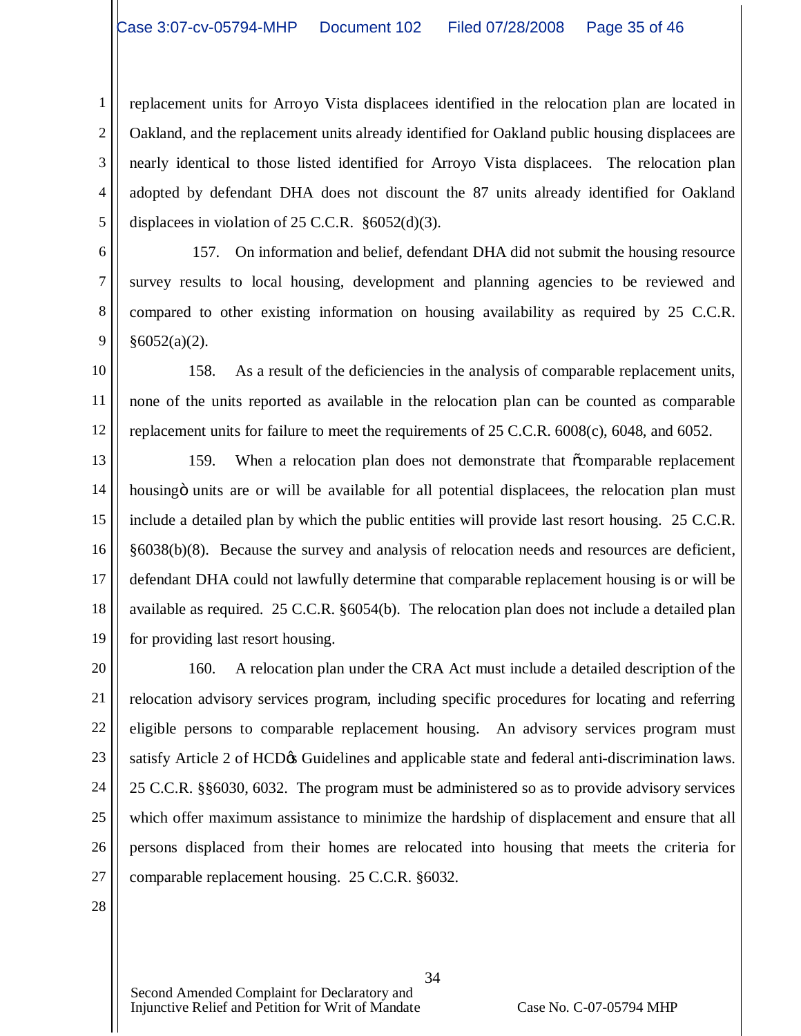replacement units for Arroyo Vista displacees identified in the relocation plan are located in Oakland, and the replacement units already identified for Oakland public housing displacees are nearly identical to those listed identified for Arroyo Vista displacees. The relocation plan adopted by defendant DHA does not discount the 87 units already identified for Oakland displacees in violation of 25 C.C.R. §6052(d)(3).

157. On information and belief, defendant DHA did not submit the housing resource survey results to local housing, development and planning agencies to be reviewed and compared to other existing information on housing availability as required by 25 C.C.R. §6052(a)(2).

158. As a result of the deficiencies in the analysis of comparable replacement units, none of the units reported as available in the relocation plan can be counted as comparable replacement units for failure to meet the requirements of 25 C.C.R. 6008(c), 6048, and 6052.

159. When a relocation plan does not demonstrate that "comparable replacement housing" units are or will be available for all potential displacees, the relocation plan must include a detailed plan by which the public entities will provide last resort housing. 25 C.C.R. §6038(b)(8). Because the survey and analysis of relocation needs and resources are deficient, defendant DHA could not lawfully determine that comparable replacement housing is or will be available as required. 25 C.C.R. §6054(b). The relocation plan does not include a detailed plan for providing last resort housing.

160. A relocation plan under the CRA Act must include a detailed description of the relocation advisory services program, including specific procedures for locating and referring eligible persons to comparable replacement housing. An advisory services program must satisfy Article 2 of HCD's Guidelines and applicable state and federal anti-discrimination laws. 25 C.C.R. §§6030, 6032. The program must be administered so as to provide advisory services which offer maximum assistance to minimize the hardship of displacement and ensure that all persons displaced from their homes are relocated into housing that meets the criteria for comparable replacement housing. 25 C.C.R. §6032.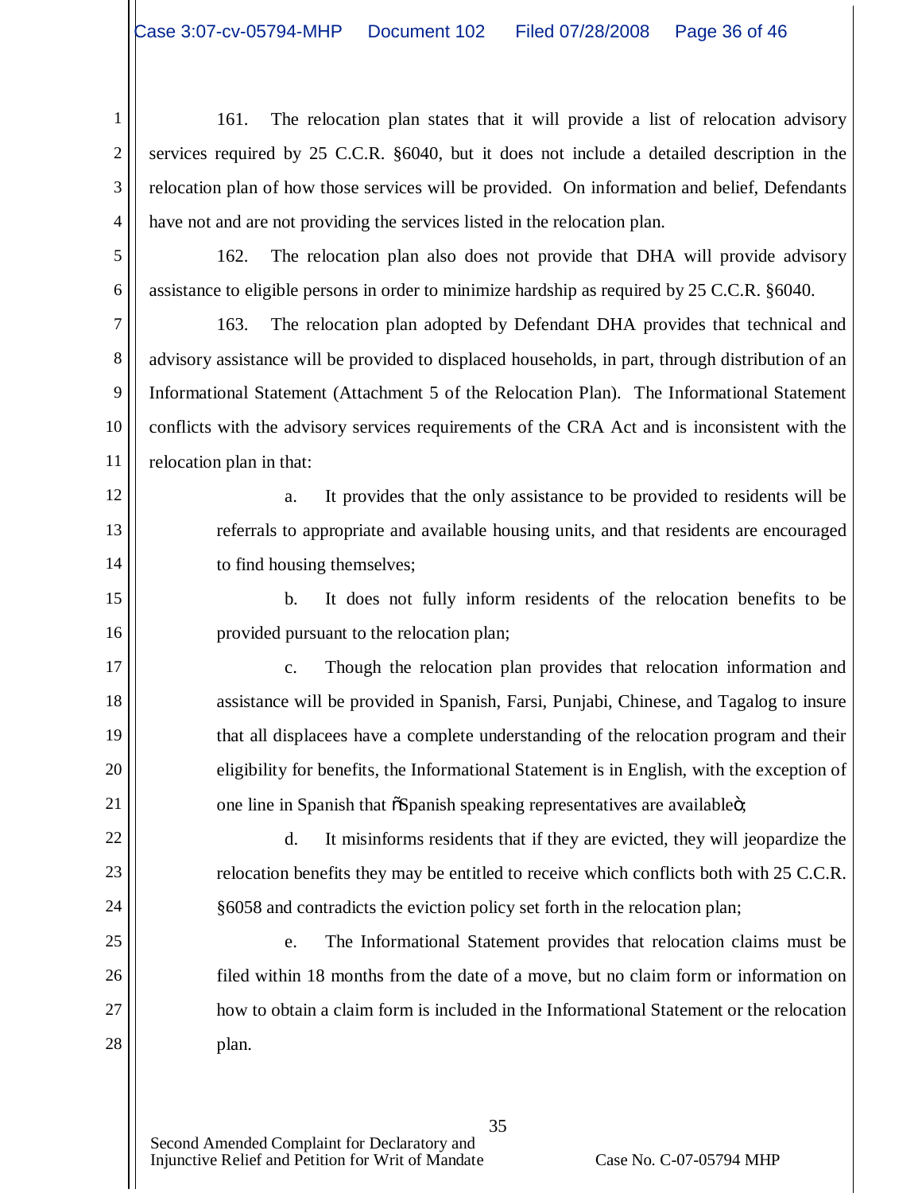161. The relocation plan states that it will provide a list of relocation advisory services required by 25 C.C.R. §6040, but it does not include a detailed description in the relocation plan of how those services will be provided. On information and belief, Defendants have not and are not providing the services listed in the relocation plan.

162. The relocation plan also does not provide that DHA will provide advisory assistance to eligible persons in order to minimize hardship as required by 25 C.C.R. §6040.

163. The relocation plan adopted by Defendant DHA provides that technical and advisory assistance will be provided to displaced households, in part, through distribution of an Informational Statement (Attachment 5 of the Relocation Plan). The Informational Statement conflicts with the advisory services requirements of the CRA Act and is inconsistent with the relocation plan in that:

a. It provides that the only assistance to be provided to residents will be referrals to appropriate and available housing units, and that residents are encouraged to find housing themselves;

b. It does not fully inform residents of the relocation benefits to be provided pursuant to the relocation plan;

c. Though the relocation plan provides that relocation information and assistance will be provided in Spanish, Farsi, Punjabi, Chinese, and Tagalog to insure that all displacees have a complete understanding of the relocation program and their eligibility for benefits, the Informational Statement is in English, with the exception of one line in Spanish that "Spanish speaking representatives are available";

d. It misinforms residents that if they are evicted, they will jeopardize the relocation benefits they may be entitled to receive which conflicts both with 25 C.C.R. §6058 and contradicts the eviction policy set forth in the relocation plan;

e. The Informational Statement provides that relocation claims must be filed within 18 months from the date of a move, but no claim form or information on how to obtain a claim form is included in the Informational Statement or the relocation plan.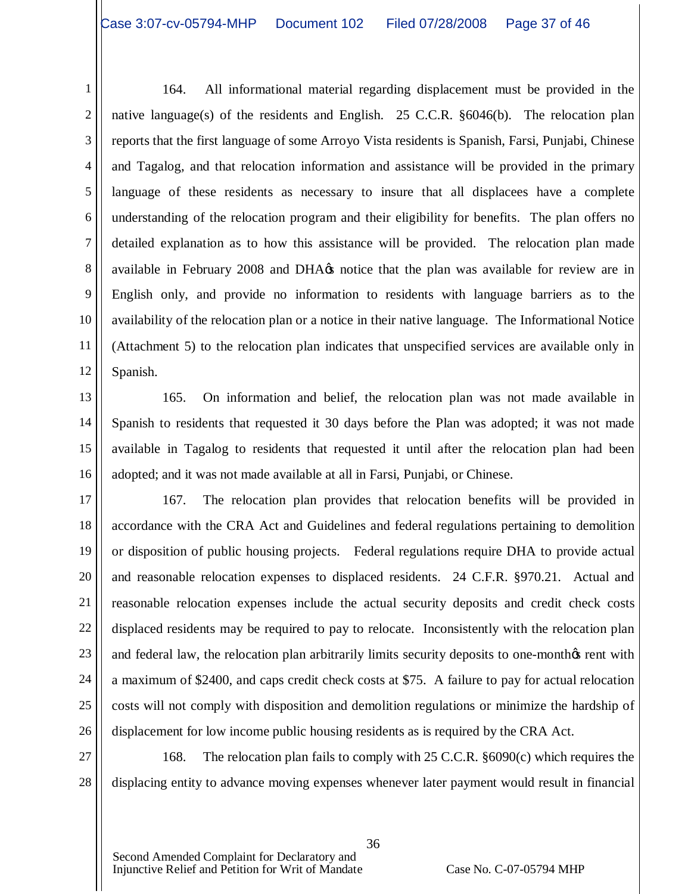164. All informational material regarding displacement must be provided in the native language(s) of the residents and English. 25 C.C.R. §6046(b). The relocation plan reports that the first language of some Arroyo Vista residents is Spanish, Farsi, Punjabi, Chinese and Tagalog, and that relocation information and assistance will be provided in the primary language of these residents as necessary to insure that all displacees have a complete understanding of the relocation program and their eligibility for benefits. The plan offers no detailed explanation as to how this assistance will be provided. The relocation plan made available in February 2008 and DHA's notice that the plan was available for review are in English only, and provide no information to residents with language barriers as to the availability of the relocation plan or a notice in their native language. The Informational Notice (Attachment 5) to the relocation plan indicates that unspecified services are available only in Spanish.

165. On information and belief, the relocation plan was not made available in Spanish to residents that requested it 30 days before the Plan was adopted; it was not made available in Tagalog to residents that requested it until after the relocation plan had been adopted; and it was not made available at all in Farsi, Punjabi, or Chinese.

167. The relocation plan provides that relocation benefits will be provided in accordance with the CRA Act and Guidelines and federal regulations pertaining to demolition or disposition of public housing projects. Federal regulations require DHA to provide actual and reasonable relocation expenses to displaced residents. 24 C.F.R. §970.21. Actual and reasonable relocation expenses include the actual security deposits and credit check costs displaced residents may be required to pay to relocate. Inconsistently with the relocation plan and federal law, the relocation plan arbitrarily limits security deposits to one-month's rent with a maximum of $2400, and caps credit check costs at $75. A failure to pay for actual relocation costs will not comply with disposition and demolition regulations or minimize the hardship of displacement for low income public housing residents as is required by the CRA Act.

168. The relocation plan fails to comply with 25 C.C.R. §6090(c) which requires the displacing entity to advance moving expenses whenever later payment would result in financial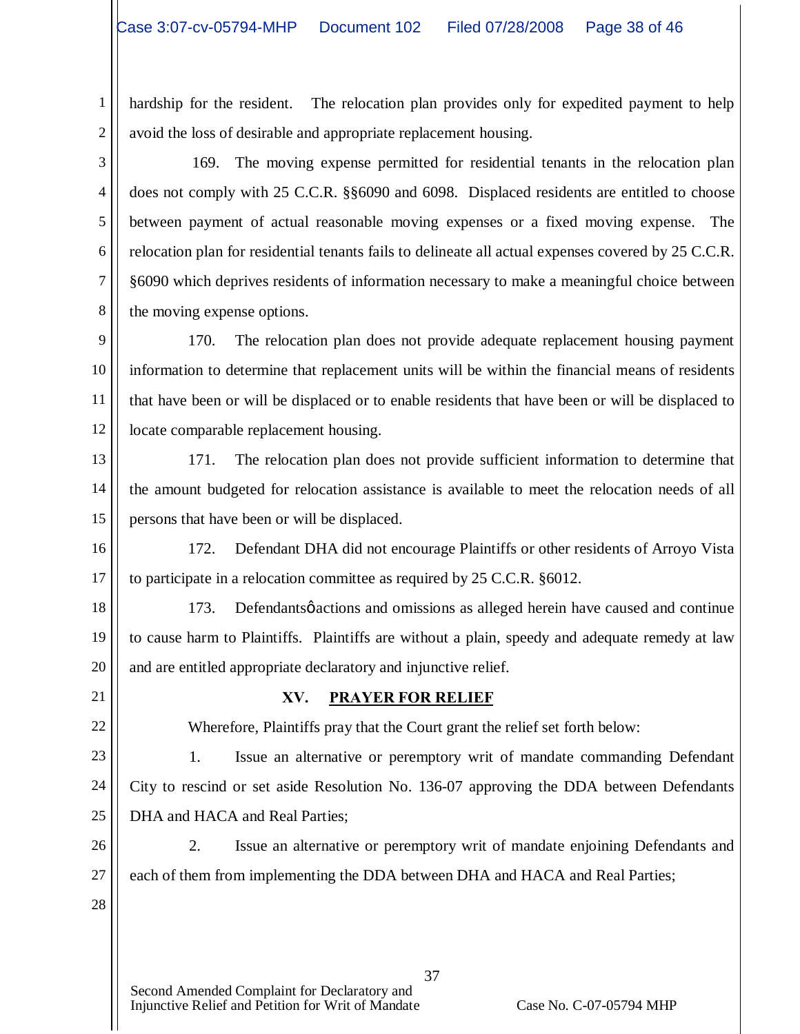hardship for the resident. The relocation plan provides only for expedited payment to help avoid the loss of desirable and appropriate replacement housing.

169. The moving expense permitted for residential tenants in the relocation plan does not comply with 25 C.C.R. §§6090 and 6098. Displaced residents are entitled to choose between payment of actual reasonable moving expenses or a fixed moving expense. The relocation plan for residential tenants fails to delineate all actual expenses covered by 25 C.C.R. §6090 which deprives residents of information necessary to make a meaningful choice between the moving expense options.

170. The relocation plan does not provide adequate replacement housing payment information to determine that replacement units will be within the financial means of residents that have been or will be displaced or to enable residents that have been or will be displaced to locate comparable replacement housing.

171. The relocation plan does not provide sufficient information to determine that the amount budgeted for relocation assistance is available to meet the relocation needs of all persons that have been or will be displaced.

172. Defendant DHA did not encourage Plaintiffs or other residents of Arroyo Vista to participate in a relocation committee as required by 25 C.C.R. §6012.

173. Defendantsφ actions and omissions as alleged herein have caused and continue to cause harm to Plaintiffs. Plaintiffs are without a plain, speedy and adequate remedy at law and are entitled appropriate declaratory and injunctive relief.

## XV. PRAYER FOR RELIEF

Wherefore, Plaintiffs pray that the Court grant the relief set forth below:

1. Issue an alternative or peremptory writ of mandate commanding Defendant City to rescind or set aside Resolution No. 136-07 approving the DDA between Defendants DHA and HACA and Real Parties;

2. Issue an alternative or peremptory writ of mandate enjoining Defendants and each of them from implementing the DDA between DHA and HACA and Real Parties;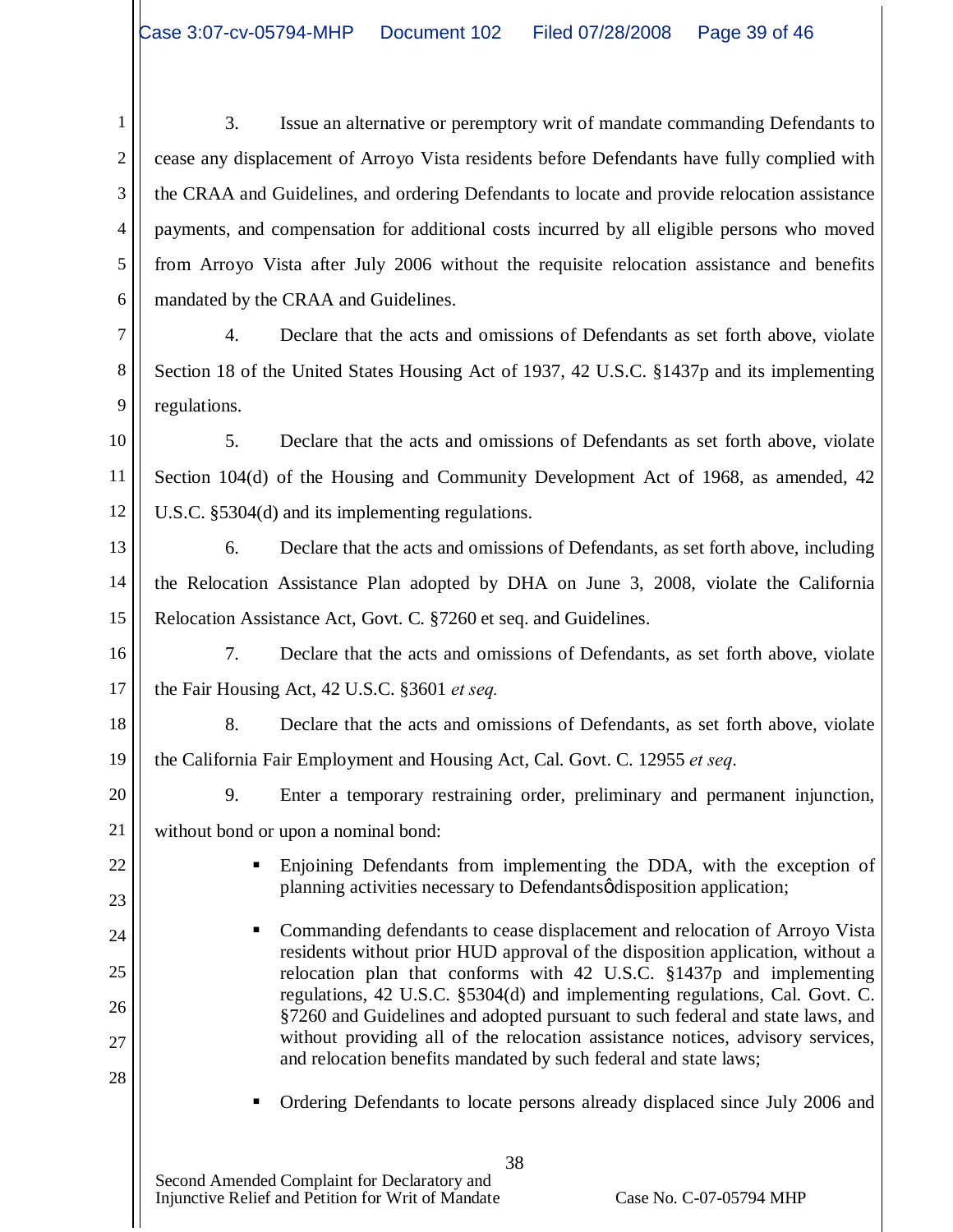3. Issue an alternative or peremptory writ of mandate commanding Defendants to cease any displacement of Arroyo Vista residents before Defendants have fully complied with the CRAA and Guidelines, and ordering Defendants to locate and provide relocation assistance payments, and compensation for additional costs incurred by all eligible persons who moved from Arroyo Vista after July 2006 without the requisite relocation assistance and benefits mandated by the CRAA and Guidelines.

4. Declare that the acts and omissions of Defendants as set forth above, violate Section 18 of the United States Housing Act of 1937, 42 U.S.C. §1437p and its implementing regulations.

5. Declare that the acts and omissions of Defendants as set forth above, violate Section 104(d) of the Housing and Community Development Act of 1968, as amended, 42 U.S.C. §5304(d) and its implementing regulations.

6. Declare that the acts and omissions of Defendants, as set forth above, including the Relocation Assistance Plan adopted by DHA on June 3, 2008, violate the California Relocation Assistance Act, Govt. C. §7260 et seq. and Guidelines.

7. Declare that the acts and omissions of Defendants, as set forth above, violate the Fair Housing Act, 42 U.S.C. §3601 *et seq.*

8. Declare that the acts and omissions of Defendants, as set forth above, violate the California Fair Employment and Housing Act, Cal. Govt. C. 12955 *et seq*.

9. Enter a temporary restraining order, preliminary and permanent injunction, without bond or upon a nominal bond:

- Enjoining Defendants from implementing the DDA, with the exception of planning activities necessary to Defendantsö disposition application;

- Commanding defendants to cease displacement and relocation of Arroyo Vista residents without prior HUD approval of the disposition application, without a relocation plan that conforms with 42 U.S.C. §1437p and implementing regulations, 42 U.S.C. §5304(d) and implementing regulations, Cal. Govt. C. §7260 and Guidelines and adopted pursuant to such federal and state laws, and without providing all of the relocation assistance notices, advisory services, and relocation benefits mandated by such federal and state laws;

- Ordering Defendants to locate persons already displaced since July 2006 and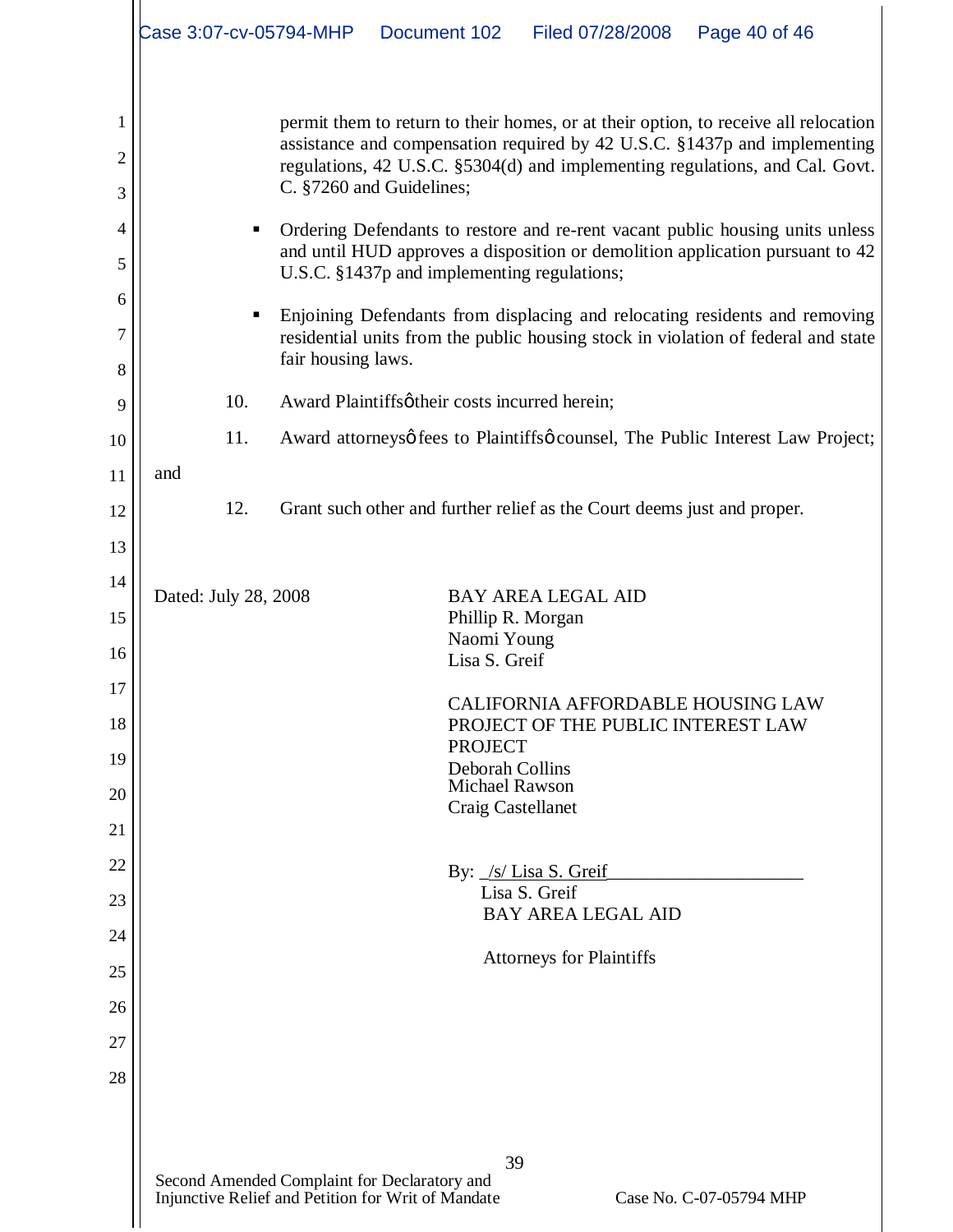permit them to return to their homes, or at their option, to receive all relocation assistance and compensation required by 42 U.S.C. §1437p and implementing regulations, 42 U.S.C. §5304(d) and implementing regulations, and Cal. Govt. C. §7260 and Guidelines;

- Ordering Defendants to restore and re-rent vacant public housing units unless and until HUD approves a disposition or demolition application pursuant to 42 U.S.C. §1437p and implementing regulations;

- Enjoining Defendants from displacing and relocating residents and removing residential units from the public housing stock in violation of federal and state fair housing laws.

10. Award Plaintiffsø their costs incurred herein;

11. Award attorneysø fees to Plaintiffsø counsel, The Public Interest Law Project; and

12. Grant such other and further relief as the Court deems just and proper.

Dated: July 28, 2008

BAY AREA LEGAL AID
Phillip R. Morgan
Naomi Young
Lisa S. Greif

CALIFORNIA AFFORDABLE HOUSING LAW PROJECT OF THE PUBLIC INTEREST LAW PROJECT
Deborah Collins
Michael Rawson
Craig Castellanet

By: /s/ Lisa S. Greif
Lisa S. Greif
BAY AREA LEGAL AID

Attorneys for Plaintiffs

Second Amended Complaint for Declaratory and Injunctive Relief and Petition for Writ of Mandate — Case No. C-07-05794 MHP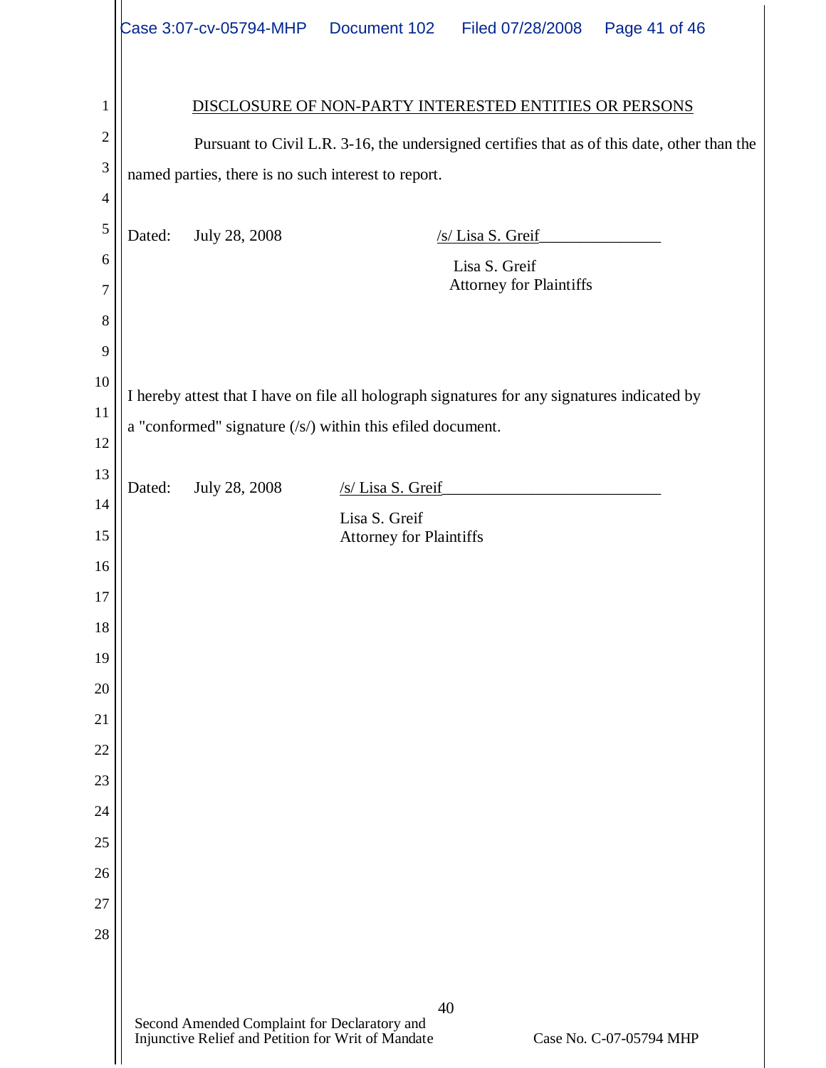## DISCLOSURE OF NON-PARTY INTERESTED ENTITIES OR PERSONS

Pursuant to Civil L.R. 3-16, the undersigned certifies that as of this date, other than the named parties, there is no such interest to report.

Dated: July 28, 2008

/s/ Lisa S. Greif

Lisa S. Greif
Attorney for Plaintiffs

I hereby attest that I have on file all holograph signatures for any signatures indicated by a "conformed" signature (/s/) within this efiled document.

Dated: July 28, 2008

/s/ Lisa S. Greif

Lisa S. Greif
Attorney for Plaintiffs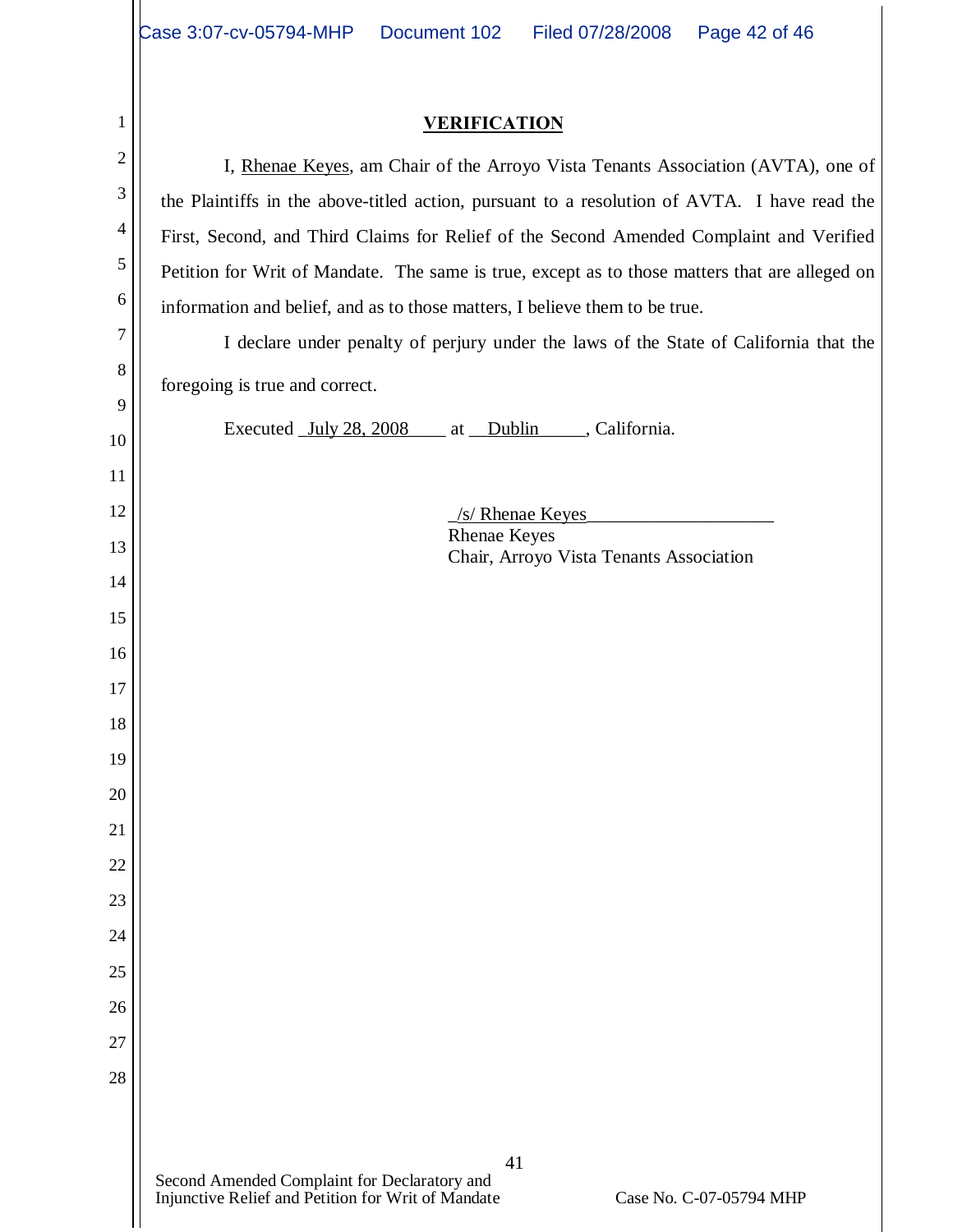## VERIFICATION

I, Rhenae Keyes, am Chair of the Arroyo Vista Tenants Association (AVTA), one of the Plaintiffs in the above-titled action, pursuant to a resolution of AVTA. I have read the First, Second, and Third Claims for Relief of the Second Amended Complaint and Verified Petition for Writ of Mandate. The same is true, except as to those matters that are alleged on information and belief, and as to those matters, I believe them to be true.

I declare under penalty of perjury under the laws of the State of California that the foregoing is true and correct.

Executed July 28, 2008 at Dublin, California.

/s/ Rhenae Keyes
Rhenae Keyes
Chair, Arroyo Vista Tenants Association

Second Amended Complaint for Declaratory and Injunctive Relief and Petition for Writ of Mandate

Case No. C-07-05794 MHP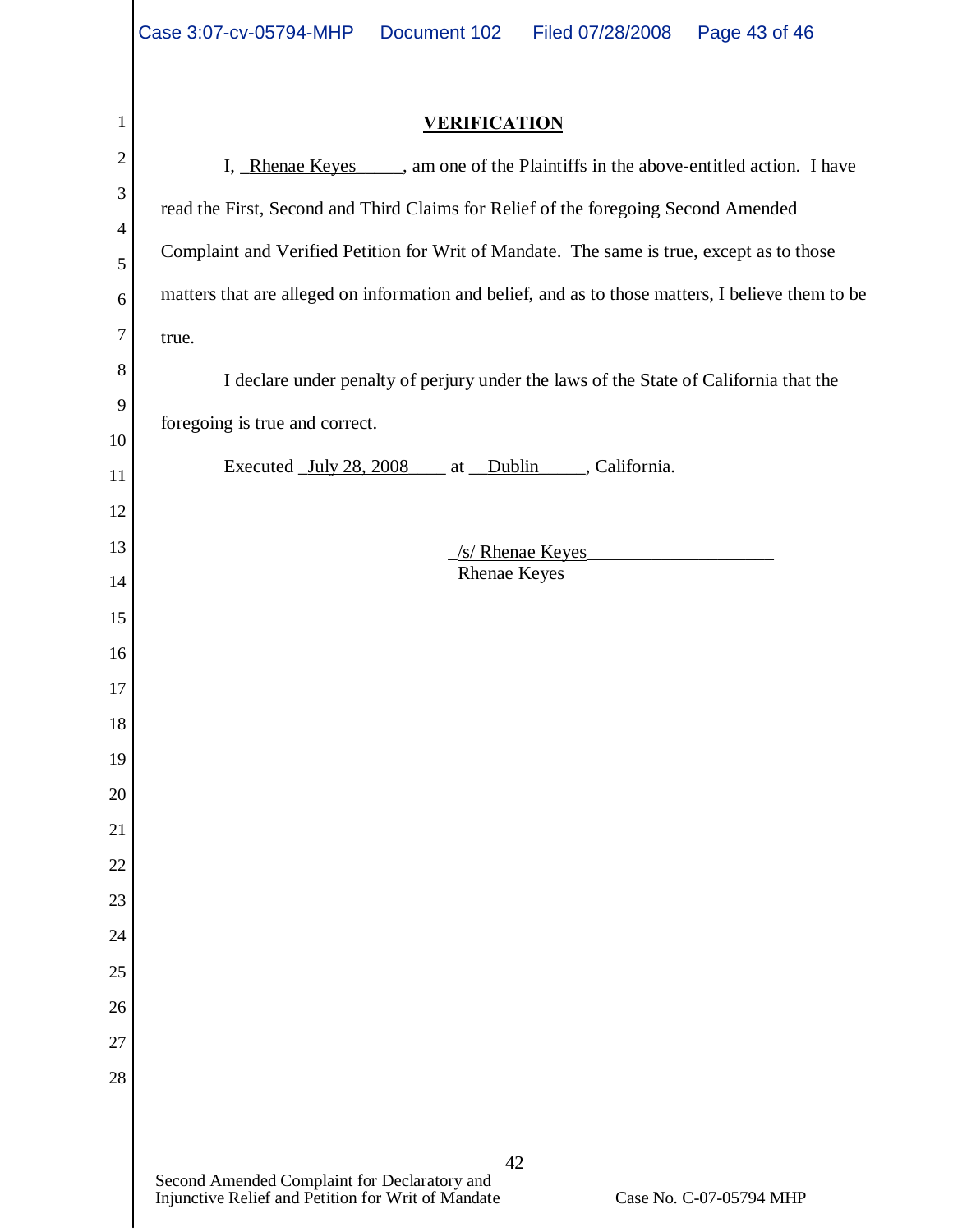## VERIFICATION

I, Rhenae Keyes, am one of the Plaintiffs in the above-entitled action. I have read the First, Second and Third Claims for Relief of the foregoing Second Amended Complaint and Verified Petition for Writ of Mandate. The same is true, except as to those matters that are alleged on information and belief, and as to those matters, I believe them to be true.

I declare under penalty of perjury under the laws of the State of California that the foregoing is true and correct.

Executed July 28, 2008 at Dublin, California.

/s/ Rhenae Keyes
Rhenae Keyes

Second Amended Complaint for Declaratory and Injunctive Relief and Petition for Writ of Mandate — Case No. C-07-05794 MHP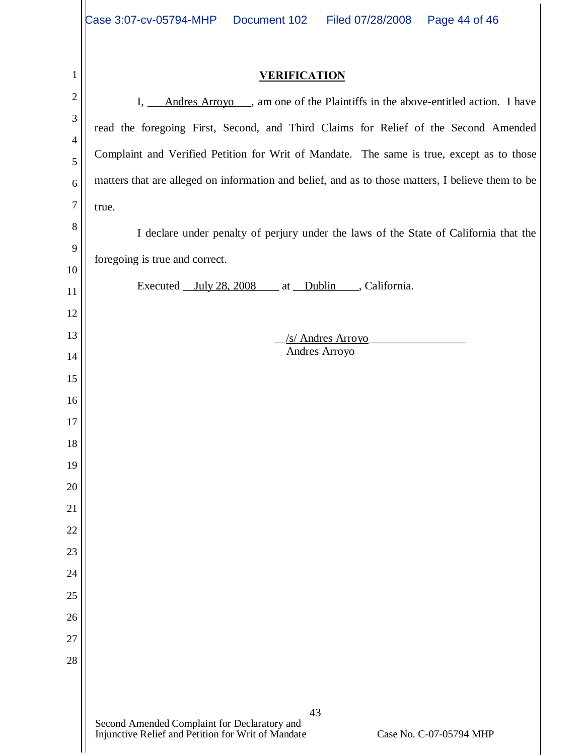# VERIFICATION

I, Andres Arroyo, am one of the Plaintiffs in the above-entitled action. I have read the foregoing First, Second, and Third Claims for Relief of the Second Amended Complaint and Verified Petition for Writ of Mandate. The same is true, except as to those matters that are alleged on information and belief, and as to those matters, I believe them to be true.

I declare under penalty of perjury under the laws of the State of California that the foregoing is true and correct.

Executed July 28, 2008 at Dublin, California.

/s/ Andres Arroyo
Andres Arroyo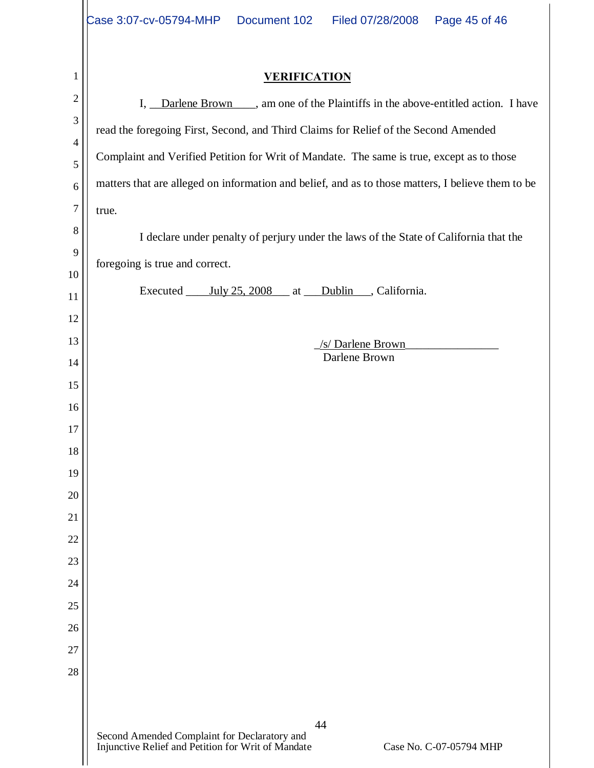**VERIFICATION**

I, Darlene Brown, am one of the Plaintiffs in the above-entitled action. I have read the foregoing First, Second, and Third Claims for Relief of the Second Amended Complaint and Verified Petition for Writ of Mandate. The same is true, except as to those matters that are alleged on information and belief, and as to those matters, I believe them to be true.

I declare under penalty of perjury under the laws of the State of California that the foregoing is true and correct.

Executed July 25, 2008 at Dublin, California.

/s/ Darlene Brown
Darlene Brown

Second Amended Complaint for Declaratory and Injunctive Relief and Petition for Writ of Mandate — Case No. C-07-05794 MHP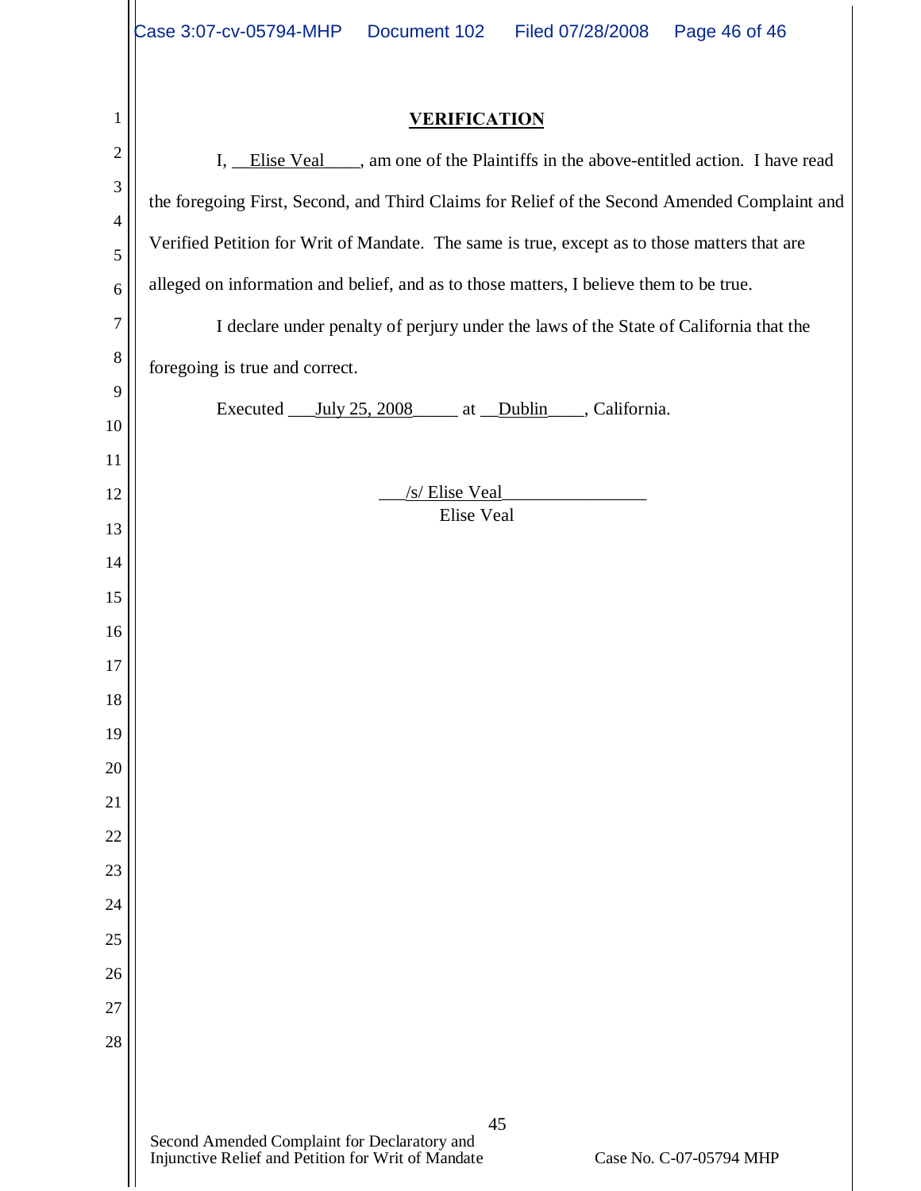## VERIFICATION

I, __Elise Veal____, am one of the Plaintiffs in the above-entitled action. I have read the foregoing First, Second, and Third Claims for Relief of the Second Amended Complaint and Verified Petition for Writ of Mandate. The same is true, except as to those matters that are alleged on information and belief, and as to those matters, I believe them to be true.

I declare under penalty of perjury under the laws of the State of California that the foregoing is true and correct.

Executed ___July 25, 2008_____ at __Dublin____, California.

___/s/ Elise Veal________________
Elise Veal

Second Amended Complaint for Declaratory and Injunctive Relief and Petition for Writ of Mandate — Case No. C-07-05794 MHP